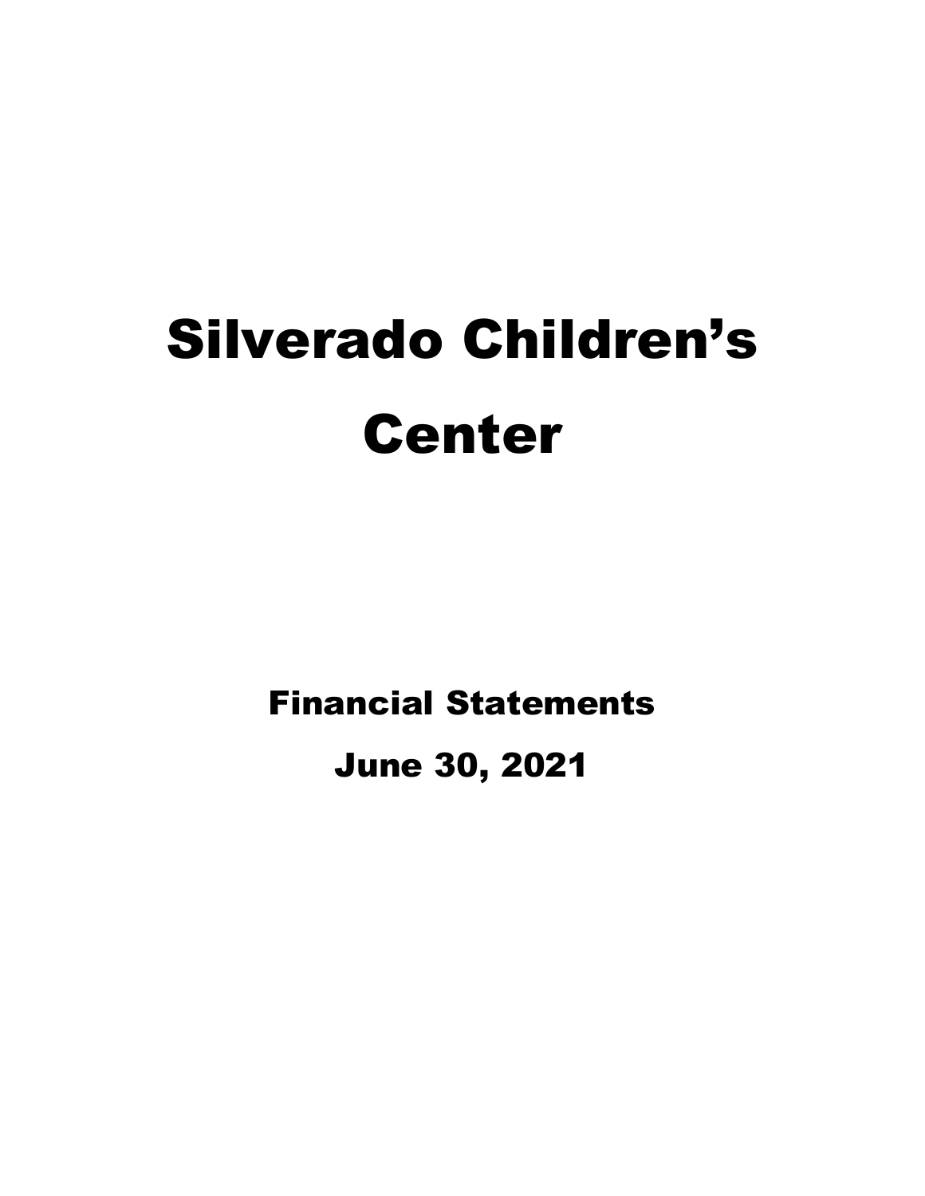# Silverado Children's Center

## Financial Statements

## June 30, 2021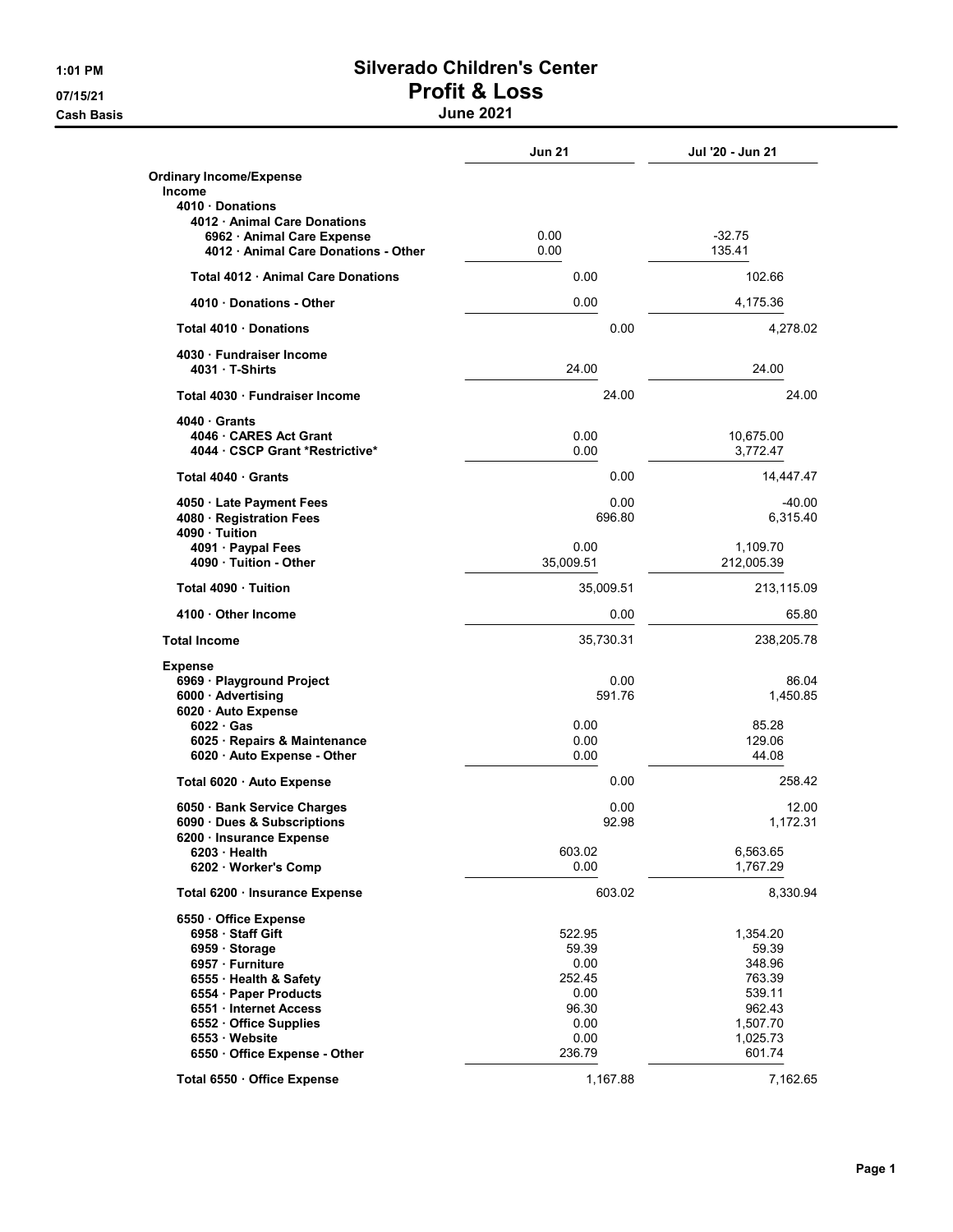# Silverado Children's Center

## Profit & Loss

### June 2021

1:01 PM
07/15/21
Cash Basis

| | Jun 21 | Jul '20 - Jun 21 |
|---|---|---|
| **Ordinary Income/Expense** | | |
| **Income** | | |
| **4010 · Donations** | | |
| **4012 · Animal Care Donations** | | |
| **6962 · Animal Care Expense** | 0.00 | -32.75 |
| **4012 · Animal Care Donations - Other** | 0.00 | 135.41 |
| **Total 4012 · Animal Care Donations** | 0.00 | 102.66 |
| **4010 · Donations - Other** | 0.00 | 4,175.36 |
| **Total 4010 · Donations** | 0.00 | 4,278.02 |
| **4030 · Fundraiser Income** | | |
| **4031 · T-Shirts** | 24.00 | 24.00 |
| **Total 4030 · Fundraiser Income** | 24.00 | 24.00 |
| **4040 · Grants** | | |
| **4046 · CARES Act Grant** | 0.00 | 10,675.00 |
| **4044 · CSCP Grant *Restrictive*** | 0.00 | 3,772.47 |
| **Total 4040 · Grants** | 0.00 | 14,447.47 |
| **4050 · Late Payment Fees** | 0.00 | -40.00 |
| **4080 · Registration Fees** | 696.80 | 6,315.40 |
| **4090 · Tuition** | | |
| **4091 · Paypal Fees** | 0.00 | 1,109.70 |
| **4090 · Tuition - Other** | 35,009.51 | 212,005.39 |
| **Total 4090 · Tuition** | 35,009.51 | 213,115.09 |
| **4100 · Other Income** | 0.00 | 65.80 |
| **Total Income** | 35,730.31 | 238,205.78 |
| **Expense** | | |
| **6969 · Playground Project** | 0.00 | 86.04 |
| **6000 · Advertising** | 591.76 | 1,450.85 |
| **6020 · Auto Expense** | | |
| **6022 · Gas** | 0.00 | 85.28 |
| **6025 · Repairs & Maintenance** | 0.00 | 129.06 |
| **6020 · Auto Expense - Other** | 0.00 | 44.08 |
| **Total 6020 · Auto Expense** | 0.00 | 258.42 |
| **6050 · Bank Service Charges** | 0.00 | 12.00 |
| **6090 · Dues & Subscriptions** | 92.98 | 1,172.31 |
| **6200 · Insurance Expense** | | |
| **6203 · Health** | 603.02 | 6,563.65 |
| **6202 · Worker's Comp** | 0.00 | 1,767.29 |
| **Total 6200 · Insurance Expense** | 603.02 | 8,330.94 |
| **6550 · Office Expense** | | |
| **6958 · Staff Gift** | 522.95 | 1,354.20 |
| **6959 · Storage** | 59.39 | 59.39 |
| **6957 · Furniture** | 0.00 | 348.96 |
| **6555 · Health & Safety** | 252.45 | 763.39 |
| **6554 · Paper Products** | 0.00 | 539.11 |
| **6551 · Internet Access** | 96.30 | 962.43 |
| **6552 · Office Supplies** | 0.00 | 1,507.70 |
| **6553 · Website** | 0.00 | 1,025.73 |
| **6550 · Office Expense - Other** | 236.79 | 601.74 |
| **Total 6550 · Office Expense** | 1,167.88 | 7,162.65 |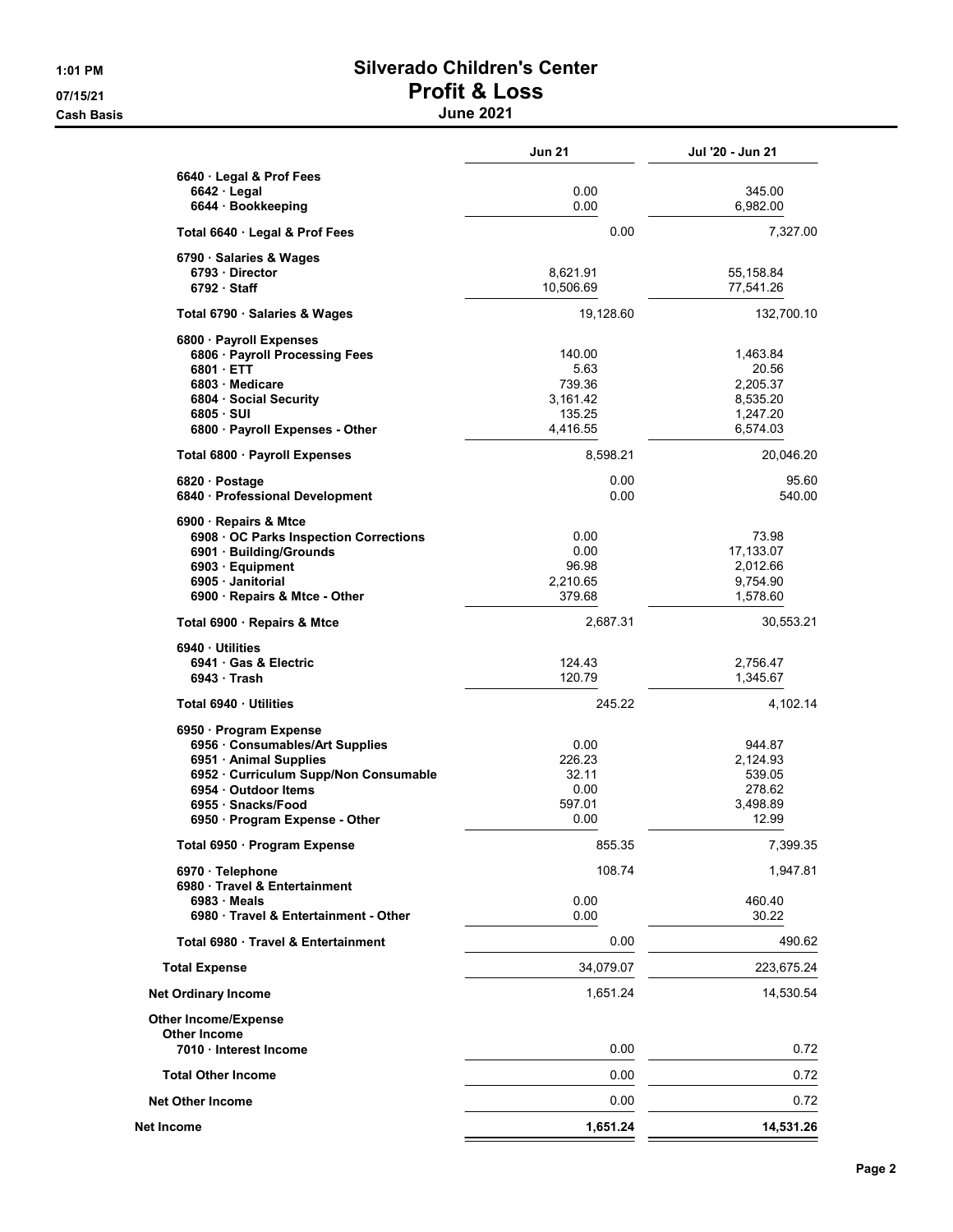# Silverado Children's Center

## Profit & Loss

### June 2021

1:01 PM
07/15/21
Cash Basis

| | Jun 21 | Jul '20 - Jun 21 |
|---|---|---|
| 6640 · Legal & Prof Fees | | |
| 6642 · Legal | 0.00 | 345.00 |
| 6644 · Bookkeeping | 0.00 | 6,982.00 |
| Total 6640 · Legal & Prof Fees | 0.00 | 7,327.00 |
| 6790 · Salaries & Wages | | |
| 6793 · Director | 8,621.91 | 55,158.84 |
| 6792 · Staff | 10,506.69 | 77,541.26 |
| Total 6790 · Salaries & Wages | 19,128.60 | 132,700.10 |
| 6800 · Payroll Expenses | | |
| 6806 · Payroll Processing Fees | 140.00 | 1,463.84 |
| 6801 · ETT | 5.63 | 20.56 |
| 6803 · Medicare | 739.36 | 2,205.37 |
| 6804 · Social Security | 3,161.42 | 8,535.20 |
| 6805 · SUI | 135.25 | 1,247.20 |
| 6800 · Payroll Expenses - Other | 4,416.55 | 6,574.03 |
| Total 6800 · Payroll Expenses | 8,598.21 | 20,046.20 |
| 6820 · Postage | 0.00 | 95.60 |
| 6840 · Professional Development | 0.00 | 540.00 |
| 6900 · Repairs & Mtce | | |
| 6908 · OC Parks Inspection Corrections | 0.00 | 73.98 |
| 6901 · Building/Grounds | 0.00 | 17,133.07 |
| 6903 · Equipment | 96.98 | 2,012.66 |
| 6905 · Janitorial | 2,210.65 | 9,754.90 |
| 6900 · Repairs & Mtce - Other | 379.68 | 1,578.60 |
| Total 6900 · Repairs & Mtce | 2,687.31 | 30,553.21 |
| 6940 · Utilities | | |
| 6941 · Gas & Electric | 124.43 | 2,756.47 |
| 6943 · Trash | 120.79 | 1,345.67 |
| Total 6940 · Utilities | 245.22 | 4,102.14 |
| 6950 · Program Expense | | |
| 6956 · Consumables/Art Supplies | 0.00 | 944.87 |
| 6951 · Animal Supplies | 226.23 | 2,124.93 |
| 6952 · Curriculum Supp/Non Consumable | 32.11 | 539.05 |
| 6954 · Outdoor Items | 0.00 | 278.62 |
| 6955 · Snacks/Food | 597.01 | 3,498.89 |
| 6950 · Program Expense - Other | 0.00 | 12.99 |
| Total 6950 · Program Expense | 855.35 | 7,399.35 |
| 6970 · Telephone | 108.74 | 1,947.81 |
| 6980 · Travel & Entertainment | | |
| 6983 · Meals | 0.00 | 460.40 |
| 6980 · Travel & Entertainment - Other | 0.00 | 30.22 |
| Total 6980 · Travel & Entertainment | 0.00 | 490.62 |
| Total Expense | 34,079.07 | 223,675.24 |
| Net Ordinary Income | 1,651.24 | 14,530.54 |
| Other Income/Expense | | |
| Other Income | | |
| 7010 · Interest Income | 0.00 | 0.72 |
| Total Other Income | 0.00 | 0.72 |
| Net Other Income | 0.00 | 0.72 |
| **Net Income** | **1,651.24** | **14,531.26** |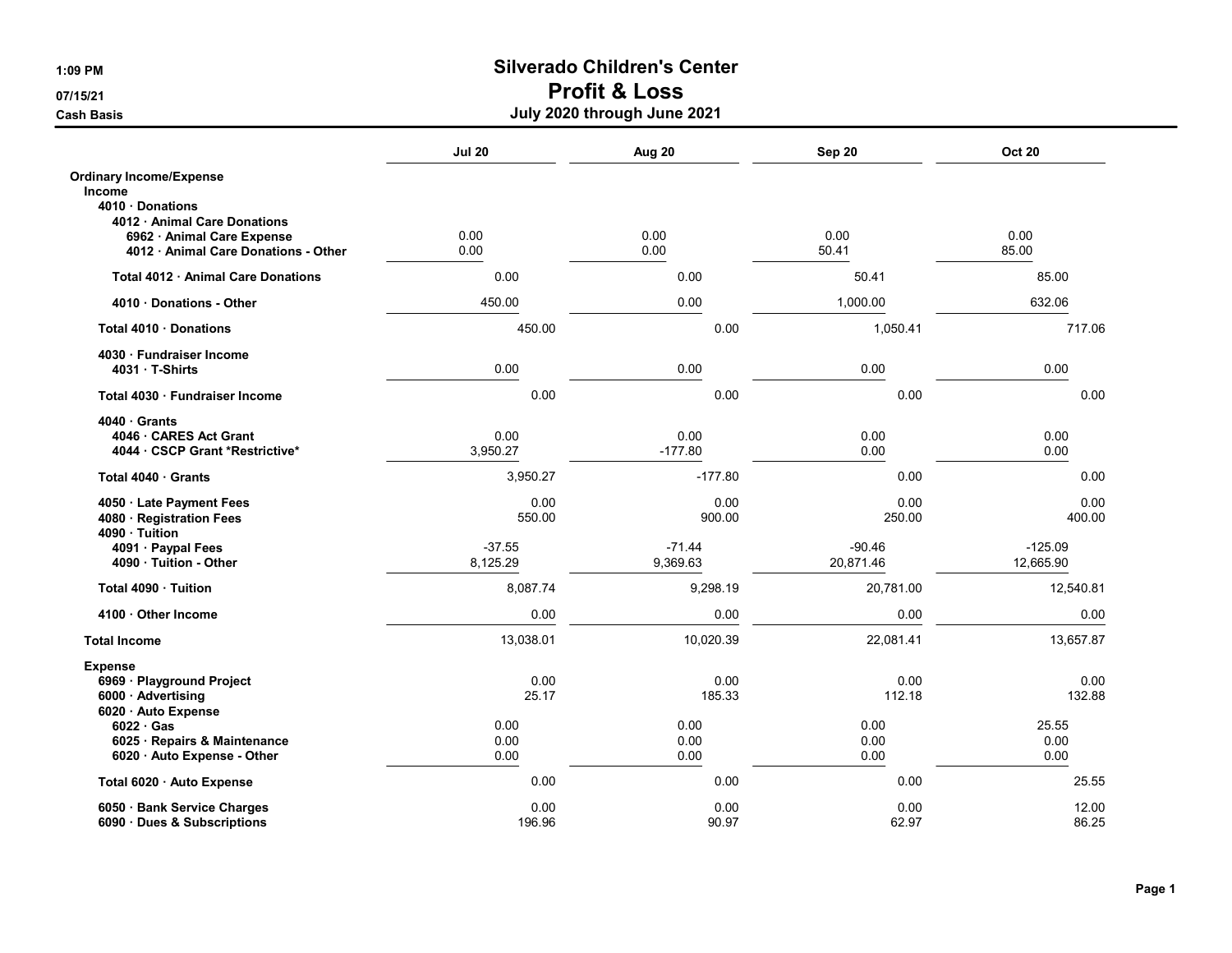# Silverado Children's Center
## Profit & Loss
### July 2020 through June 2021

1:09 PM
07/15/21
Cash Basis

| | Jul 20 | Aug 20 | Sep 20 | Oct 20 |
|---|---|---|---|---|
| **Ordinary Income/Expense** | | | | |
| **Income** | | | | |
| **4010 · Donations** | | | | |
| **4012 · Animal Care Donations** | | | | |
| **6962 · Animal Care Expense** | 0.00 | 0.00 | 0.00 | 0.00 |
| **4012 · Animal Care Donations - Other** | 0.00 | 0.00 | 50.41 | 85.00 |
| **Total 4012 · Animal Care Donations** | 0.00 | 0.00 | 50.41 | 85.00 |
| **4010 · Donations - Other** | 450.00 | 0.00 | 1,000.00 | 632.06 |
| **Total 4010 · Donations** | 450.00 | 0.00 | 1,050.41 | 717.06 |
| **4030 · Fundraiser Income** | | | | |
| **4031 · T-Shirts** | 0.00 | 0.00 | 0.00 | 0.00 |
| **Total 4030 · Fundraiser Income** | 0.00 | 0.00 | 0.00 | 0.00 |
| **4040 · Grants** | | | | |
| **4046 · CARES Act Grant** | 0.00 | 0.00 | 0.00 | 0.00 |
| **4044 · CSCP Grant *Restrictive*** | 3,950.27 | -177.80 | 0.00 | 0.00 |
| **Total 4040 · Grants** | 3,950.27 | -177.80 | 0.00 | 0.00 |
| **4050 · Late Payment Fees** | 0.00 | 0.00 | 0.00 | 0.00 |
| **4080 · Registration Fees** | 550.00 | 900.00 | 250.00 | 400.00 |
| **4090 · Tuition** | | | | |
| **4091 · Paypal Fees** | -37.55 | -71.44 | -90.46 | -125.09 |
| **4090 · Tuition - Other** | 8,125.29 | 9,369.63 | 20,871.46 | 12,665.90 |
| **Total 4090 · Tuition** | 8,087.74 | 9,298.19 | 20,781.00 | 12,540.81 |
| **4100 · Other Income** | 0.00 | 0.00 | 0.00 | 0.00 |
| **Total Income** | 13,038.01 | 10,020.39 | 22,081.41 | 13,657.87 |
| **Expense** | | | | |
| **6969 · Playground Project** | 0.00 | 0.00 | 0.00 | 0.00 |
| **6000 · Advertising** | 25.17 | 185.33 | 112.18 | 132.88 |
| **6020 · Auto Expense** | | | | |
| **6022 · Gas** | 0.00 | 0.00 | 0.00 | 25.55 |
| **6025 · Repairs & Maintenance** | 0.00 | 0.00 | 0.00 | 0.00 |
| **6020 · Auto Expense - Other** | 0.00 | 0.00 | 0.00 | 0.00 |
| **Total 6020 · Auto Expense** | 0.00 | 0.00 | 0.00 | 25.55 |
| **6050 · Bank Service Charges** | 0.00 | 0.00 | 0.00 | 12.00 |
| **6090 · Dues & Subscriptions** | 196.96 | 90.97 | 62.97 | 86.25 |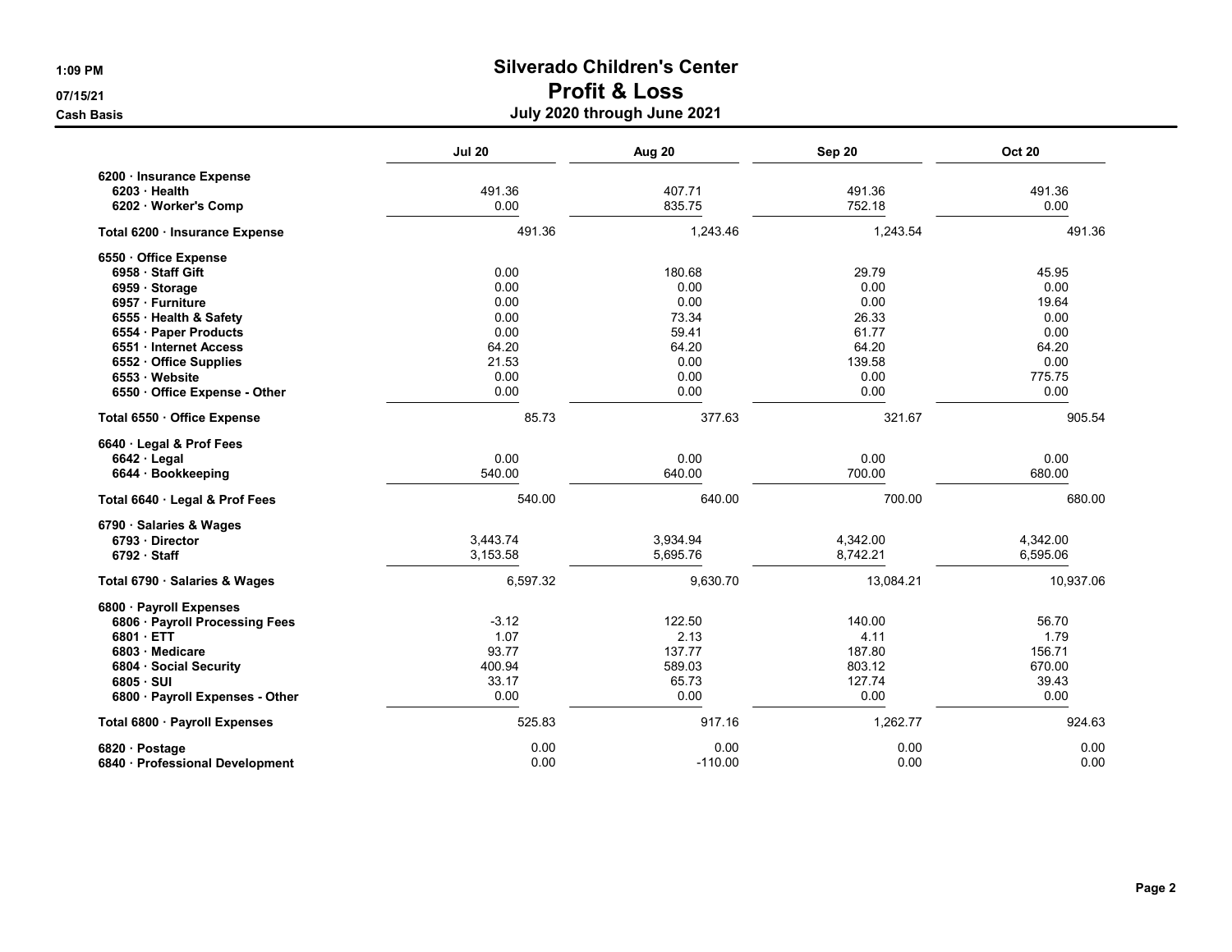# Silverado Children's Center

## Profit & Loss

### July 2020 through June 2021

Cash Basis

| | Jul 20 | Aug 20 | Sep 20 | Oct 20 |
|---|---|---|---|---|
| **6200 · Insurance Expense** | | | | |
| **6203 · Health** | 491.36 | 407.71 | 491.36 | 491.36 |
| **6202 · Worker's Comp** | 0.00 | 835.75 | 752.18 | 0.00 |
| **Total 6200 · Insurance Expense** | 491.36 | 1,243.46 | 1,243.54 | 491.36 |
| **6550 · Office Expense** | | | | |
| **6958 · Staff Gift** | 0.00 | 180.68 | 29.79 | 45.95 |
| **6959 · Storage** | 0.00 | 0.00 | 0.00 | 0.00 |
| **6957 · Furniture** | 0.00 | 0.00 | 0.00 | 19.64 |
| **6555 · Health & Safety** | 0.00 | 73.34 | 26.33 | 0.00 |
| **6554 · Paper Products** | 0.00 | 59.41 | 61.77 | 0.00 |
| **6551 · Internet Access** | 64.20 | 64.20 | 64.20 | 64.20 |
| **6552 · Office Supplies** | 21.53 | 0.00 | 139.58 | 0.00 |
| **6553 · Website** | 0.00 | 0.00 | 0.00 | 775.75 |
| **6550 · Office Expense - Other** | 0.00 | 0.00 | 0.00 | 0.00 |
| **Total 6550 · Office Expense** | 85.73 | 377.63 | 321.67 | 905.54 |
| **6640 · Legal & Prof Fees** | | | | |
| **6642 · Legal** | 0.00 | 0.00 | 0.00 | 0.00 |
| **6644 · Bookkeeping** | 540.00 | 640.00 | 700.00 | 680.00 |
| **Total 6640 · Legal & Prof Fees** | 540.00 | 640.00 | 700.00 | 680.00 |
| **6790 · Salaries & Wages** | | | | |
| **6793 · Director** | 3,443.74 | 3,934.94 | 4,342.00 | 4,342.00 |
| **6792 · Staff** | 3,153.58 | 5,695.76 | 8,742.21 | 6,595.06 |
| **Total 6790 · Salaries & Wages** | 6,597.32 | 9,630.70 | 13,084.21 | 10,937.06 |
| **6800 · Payroll Expenses** | | | | |
| **6806 · Payroll Processing Fees** | -3.12 | 122.50 | 140.00 | 56.70 |
| **6801 · ETT** | 1.07 | 2.13 | 4.11 | 1.79 |
| **6803 · Medicare** | 93.77 | 137.77 | 187.80 | 156.71 |
| **6804 · Social Security** | 400.94 | 589.03 | 803.12 | 670.00 |
| **6805 · SUI** | 33.17 | 65.73 | 127.74 | 39.43 |
| **6800 · Payroll Expenses - Other** | 0.00 | 0.00 | 0.00 | 0.00 |
| **Total 6800 · Payroll Expenses** | 525.83 | 917.16 | 1,262.77 | 924.63 |
| **6820 · Postage** | 0.00 | 0.00 | 0.00 | 0.00 |
| **6840 · Professional Development** | 0.00 | -110.00 | 0.00 | 0.00 |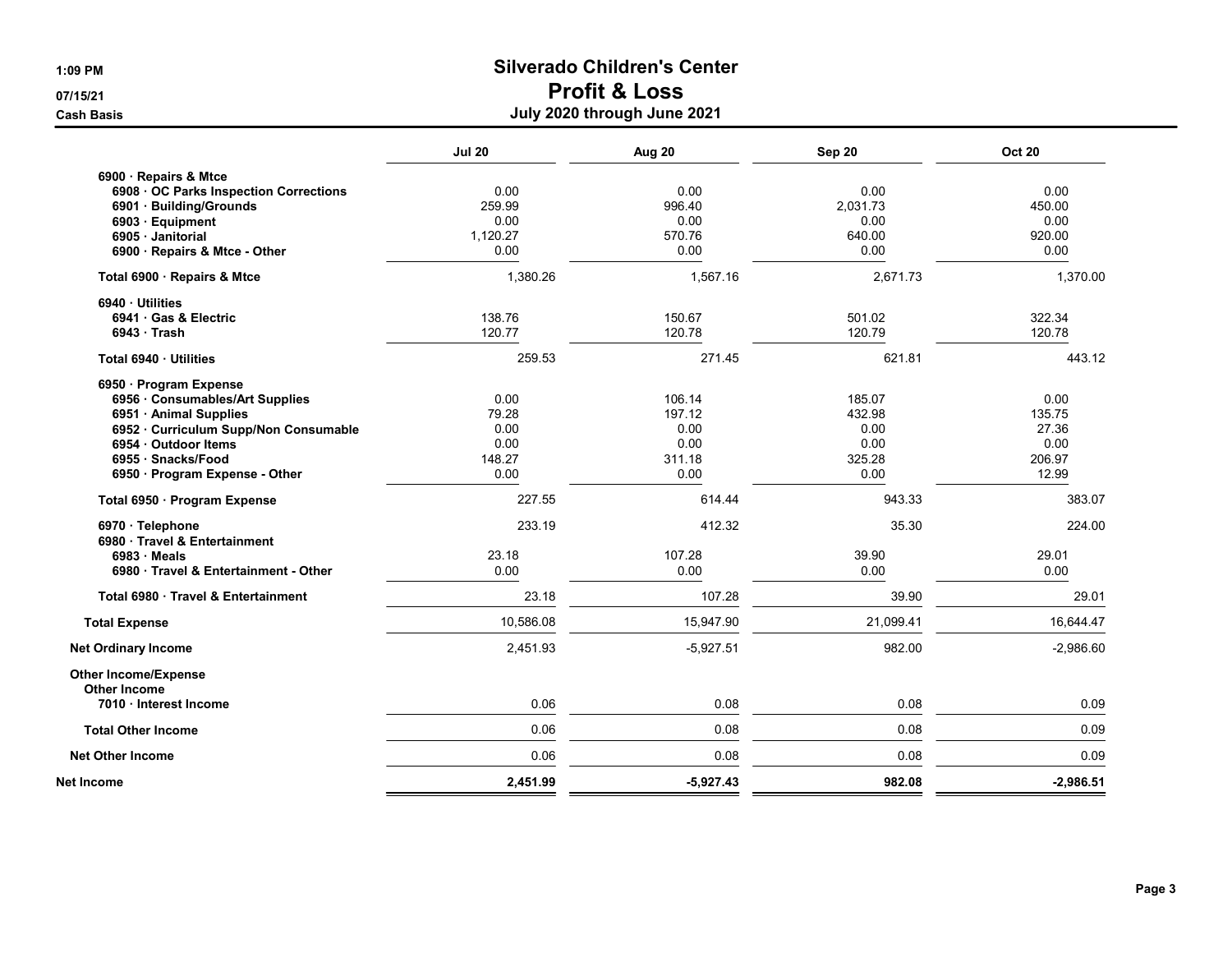# Silverado Children's Center

## Profit & Loss

### July 2020 through June 2021

1:09 PM
07/15/21
Cash Basis

| | Jul 20 | Aug 20 | Sep 20 | Oct 20 |
|---|---|---|---|---|
| 6900 · Repairs & Mtce | | | | |
| 6908 · OC Parks Inspection Corrections | 0.00 | 0.00 | 0.00 | 0.00 |
| 6901 · Building/Grounds | 259.99 | 996.40 | 2,031.73 | 450.00 |
| 6903 · Equipment | 0.00 | 0.00 | 0.00 | 0.00 |
| 6905 · Janitorial | 1,120.27 | 570.76 | 640.00 | 920.00 |
| 6900 · Repairs & Mtce - Other | 0.00 | 0.00 | 0.00 | 0.00 |
| Total 6900 · Repairs & Mtce | 1,380.26 | 1,567.16 | 2,671.73 | 1,370.00 |
| 6940 · Utilities | | | | |
| 6941 · Gas & Electric | 138.76 | 150.67 | 501.02 | 322.34 |
| 6943 · Trash | 120.77 | 120.78 | 120.79 | 120.78 |
| Total 6940 · Utilities | 259.53 | 271.45 | 621.81 | 443.12 |
| 6950 · Program Expense | | | | |
| 6956 · Consumables/Art Supplies | 0.00 | 106.14 | 185.07 | 0.00 |
| 6951 · Animal Supplies | 79.28 | 197.12 | 432.98 | 135.75 |
| 6952 · Curriculum Supp/Non Consumable | 0.00 | 0.00 | 0.00 | 27.36 |
| 6954 · Outdoor Items | 0.00 | 0.00 | 0.00 | 0.00 |
| 6955 · Snacks/Food | 148.27 | 311.18 | 325.28 | 206.97 |
| 6950 · Program Expense - Other | 0.00 | 0.00 | 0.00 | 12.99 |
| Total 6950 · Program Expense | 227.55 | 614.44 | 943.33 | 383.07 |
| 6970 · Telephone | 233.19 | 412.32 | 35.30 | 224.00 |
| 6980 · Travel & Entertainment | | | | |
| 6983 · Meals | 23.18 | 107.28 | 39.90 | 29.01 |
| 6980 · Travel & Entertainment - Other | 0.00 | 0.00 | 0.00 | 0.00 |
| Total 6980 · Travel & Entertainment | 23.18 | 107.28 | 39.90 | 29.01 |
| **Total Expense** | 10,586.08 | 15,947.90 | 21,099.41 | 16,644.47 |
| **Net Ordinary Income** | 2,451.93 | -5,927.51 | 982.00 | -2,986.60 |
| **Other Income/Expense** | | | | |
| Other Income | | | | |
| 7010 · Interest Income | 0.06 | 0.08 | 0.08 | 0.09 |
| **Total Other Income** | 0.06 | 0.08 | 0.08 | 0.09 |
| **Net Other Income** | 0.06 | 0.08 | 0.08 | 0.09 |
| **Net Income** | **2,451.99** | **-5,927.43** | **982.08** | **-2,986.51** |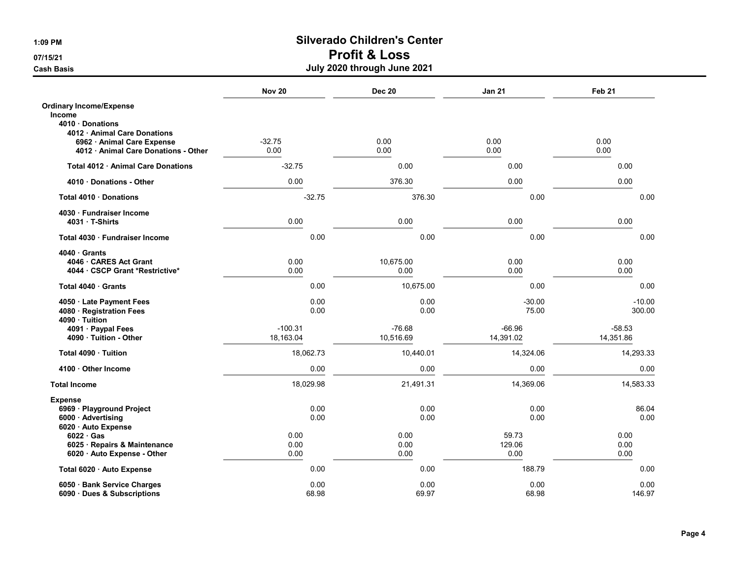# Silverado Children's Center
## Profit & Loss
### July 2020 through June 2021

1:09 PM
07/15/21
Cash Basis

| | Nov 20 | Dec 20 | Jan 21 | Feb 21 |
|---|---|---|---|---|
| **Ordinary Income/Expense** | | | | |
| **Income** | | | | |
| **4010 · Donations** | | | | |
| **4012 · Animal Care Donations** | | | | |
| **6962 · Animal Care Expense** | -32.75 | 0.00 | 0.00 | 0.00 |
| **4012 · Animal Care Donations - Other** | 0.00 | 0.00 | 0.00 | 0.00 |
| **Total 4012 · Animal Care Donations** | -32.75 | 0.00 | 0.00 | 0.00 |
| **4010 · Donations - Other** | 0.00 | 376.30 | 0.00 | 0.00 |
| **Total 4010 · Donations** | -32.75 | 376.30 | 0.00 | 0.00 |
| **4030 · Fundraiser Income** | | | | |
| **4031 · T-Shirts** | 0.00 | 0.00 | 0.00 | 0.00 |
| **Total 4030 · Fundraiser Income** | 0.00 | 0.00 | 0.00 | 0.00 |
| **4040 · Grants** | | | | |
| **4046 · CARES Act Grant** | 0.00 | 10,675.00 | 0.00 | 0.00 |
| **4044 · CSCP Grant *Restrictive*** | 0.00 | 0.00 | 0.00 | 0.00 |
| **Total 4040 · Grants** | 0.00 | 10,675.00 | 0.00 | 0.00 |
| **4050 · Late Payment Fees** | 0.00 | 0.00 | -30.00 | -10.00 |
| **4080 · Registration Fees** | 0.00 | 0.00 | 75.00 | 300.00 |
| **4090 · Tuition** | | | | |
| **4091 · Paypal Fees** | -100.31 | -76.68 | -66.96 | -58.53 |
| **4090 · Tuition - Other** | 18,163.04 | 10,516.69 | 14,391.02 | 14,351.86 |
| **Total 4090 · Tuition** | 18,062.73 | 10,440.01 | 14,324.06 | 14,293.33 |
| **4100 · Other Income** | 0.00 | 0.00 | 0.00 | 0.00 |
| **Total Income** | 18,029.98 | 21,491.31 | 14,369.06 | 14,583.33 |
| **Expense** | | | | |
| **6969 · Playground Project** | 0.00 | 0.00 | 0.00 | 86.04 |
| **6000 · Advertising** | 0.00 | 0.00 | 0.00 | 0.00 |
| **6020 · Auto Expense** | | | | |
| **6022 · Gas** | 0.00 | 0.00 | 59.73 | 0.00 |
| **6025 · Repairs & Maintenance** | 0.00 | 0.00 | 129.06 | 0.00 |
| **6020 · Auto Expense - Other** | 0.00 | 0.00 | 0.00 | 0.00 |
| **Total 6020 · Auto Expense** | 0.00 | 0.00 | 188.79 | 0.00 |
| **6050 · Bank Service Charges** | 0.00 | 0.00 | 0.00 | 0.00 |
| **6090 · Dues & Subscriptions** | 68.98 | 69.97 | 68.98 | 146.97 |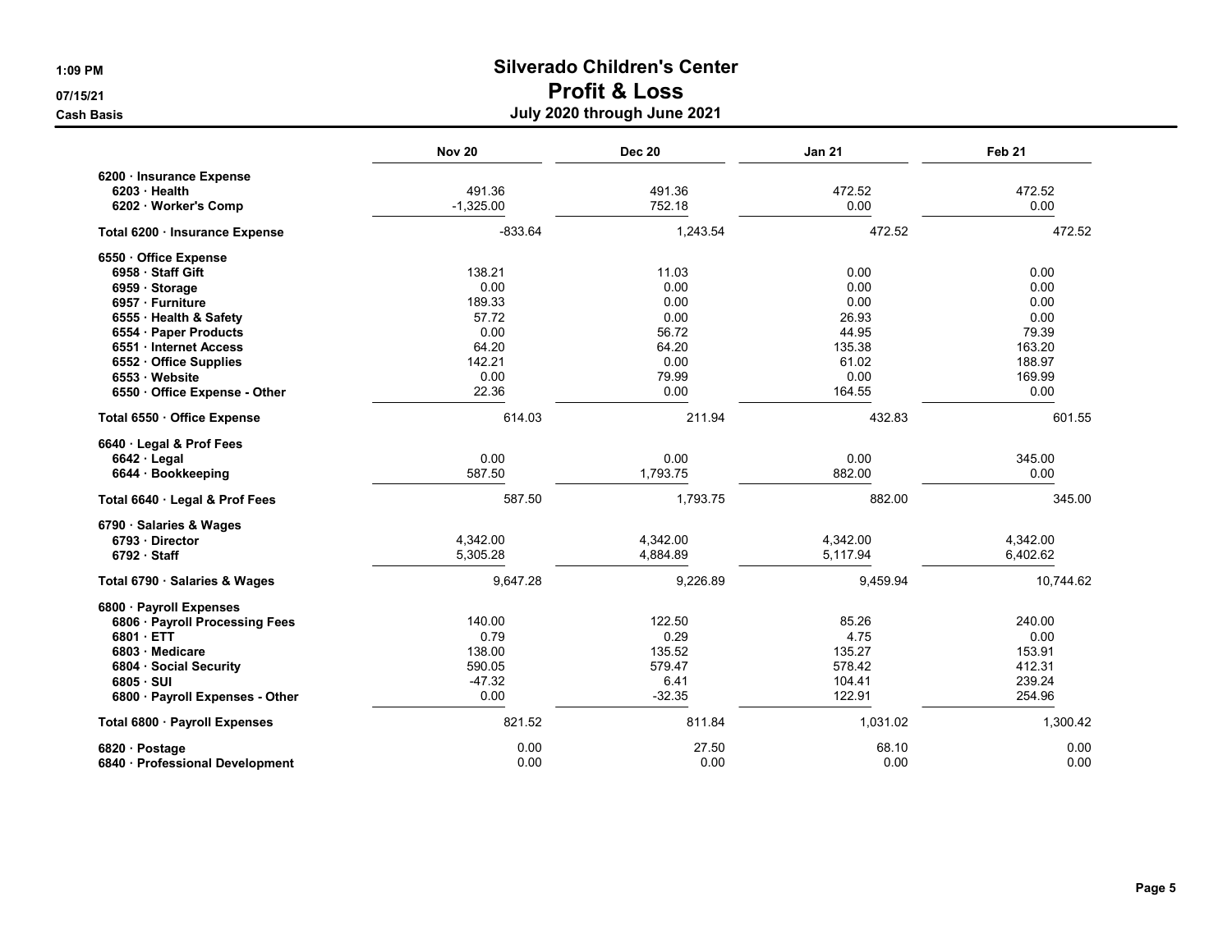# Silverado Children's Center
## Profit & Loss
### July 2020 through June 2021

1:09 PM
07/15/21
Cash Basis

| | Nov 20 | Dec 20 | Jan 21 | Feb 21 |
|---|---|---|---|---|
| **6200 · Insurance Expense** | | | | |
| **6203 · Health** | 491.36 | 491.36 | 472.52 | 472.52 |
| **6202 · Worker's Comp** | -1,325.00 | 752.18 | 0.00 | 0.00 |
| **Total 6200 · Insurance Expense** | -833.64 | 1,243.54 | 472.52 | 472.52 |
| **6550 · Office Expense** | | | | |
| **6958 · Staff Gift** | 138.21 | 11.03 | 0.00 | 0.00 |
| **6959 · Storage** | 0.00 | 0.00 | 0.00 | 0.00 |
| **6957 · Furniture** | 189.33 | 0.00 | 0.00 | 0.00 |
| **6555 · Health & Safety** | 57.72 | 0.00 | 26.93 | 0.00 |
| **6554 · Paper Products** | 0.00 | 56.72 | 44.95 | 79.39 |
| **6551 · Internet Access** | 64.20 | 64.20 | 135.38 | 163.20 |
| **6552 · Office Supplies** | 142.21 | 0.00 | 61.02 | 188.97 |
| **6553 · Website** | 0.00 | 79.99 | 0.00 | 169.99 |
| **6550 · Office Expense - Other** | 22.36 | 0.00 | 164.55 | 0.00 |
| **Total 6550 · Office Expense** | 614.03 | 211.94 | 432.83 | 601.55 |
| **6640 · Legal & Prof Fees** | | | | |
| **6642 · Legal** | 0.00 | 0.00 | 0.00 | 345.00 |
| **6644 · Bookkeeping** | 587.50 | 1,793.75 | 882.00 | 0.00 |
| **Total 6640 · Legal & Prof Fees** | 587.50 | 1,793.75 | 882.00 | 345.00 |
| **6790 · Salaries & Wages** | | | | |
| **6793 · Director** | 4,342.00 | 4,342.00 | 4,342.00 | 4,342.00 |
| **6792 · Staff** | 5,305.28 | 4,884.89 | 5,117.94 | 6,402.62 |
| **Total 6790 · Salaries & Wages** | 9,647.28 | 9,226.89 | 9,459.94 | 10,744.62 |
| **6800 · Payroll Expenses** | | | | |
| **6806 · Payroll Processing Fees** | 140.00 | 122.50 | 85.26 | 240.00 |
| **6801 · ETT** | 0.79 | 0.29 | 4.75 | 0.00 |
| **6803 · Medicare** | 138.00 | 135.52 | 135.27 | 153.91 |
| **6804 · Social Security** | 590.05 | 579.47 | 578.42 | 412.31 |
| **6805 · SUI** | -47.32 | 6.41 | 104.41 | 239.24 |
| **6800 · Payroll Expenses - Other** | 0.00 | -32.35 | 122.91 | 254.96 |
| **Total 6800 · Payroll Expenses** | 821.52 | 811.84 | 1,031.02 | 1,300.42 |
| **6820 · Postage** | 0.00 | 27.50 | 68.10 | 0.00 |
| **6840 · Professional Development** | 0.00 | 0.00 | 0.00 | 0.00 |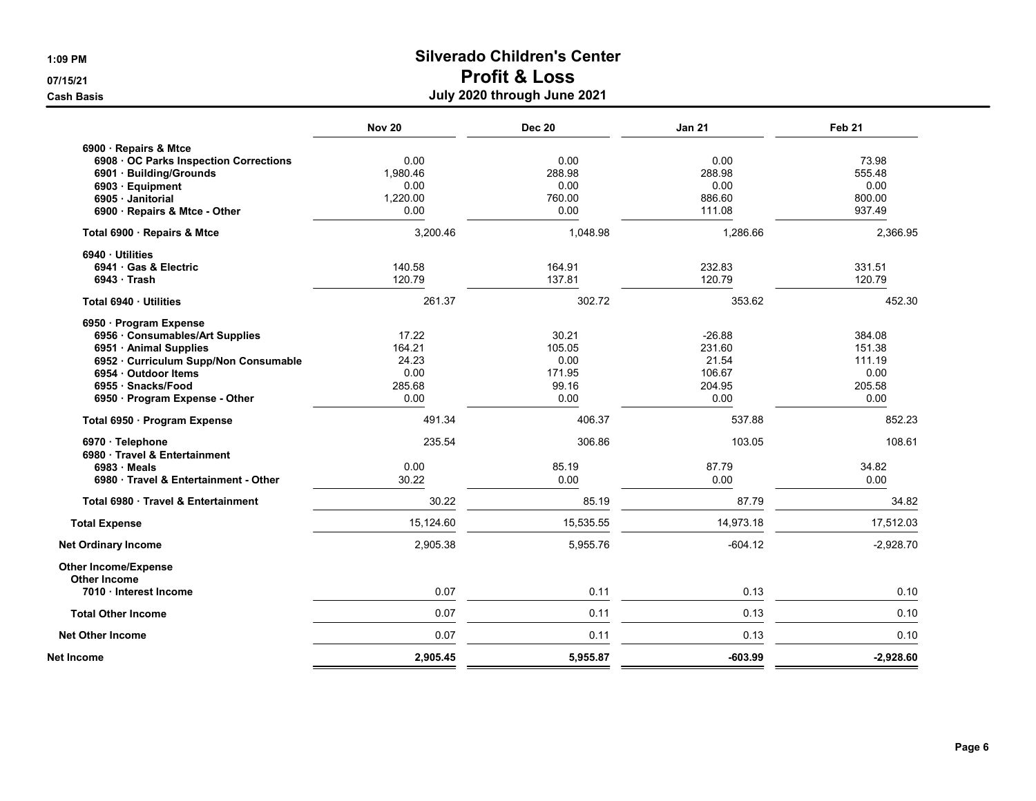**1:09 PM**
**07/15/21**
**Cash Basis**

# Silverado Children's Center
## Profit & Loss
### July 2020 through June 2021

| | Nov 20 | Dec 20 | Jan 21 | Feb 21 |
|---|---|---|---|---|
| **6900 · Repairs & Mtce** | | | | |
| **6908 · OC Parks Inspection Corrections** | 0.00 | 0.00 | 0.00 | 73.98 |
| **6901 · Building/Grounds** | 1,980.46 | 288.98 | 288.98 | 555.48 |
| **6903 · Equipment** | 0.00 | 0.00 | 0.00 | 0.00 |
| **6905 · Janitorial** | 1,220.00 | 760.00 | 886.60 | 800.00 |
| **6900 · Repairs & Mtce - Other** | 0.00 | 0.00 | 111.08 | 937.49 |
| **Total 6900 · Repairs & Mtce** | 3,200.46 | 1,048.98 | 1,286.66 | 2,366.95 |
| **6940 · Utilities** | | | | |
| **6941 · Gas & Electric** | 140.58 | 164.91 | 232.83 | 331.51 |
| **6943 · Trash** | 120.79 | 137.81 | 120.79 | 120.79 |
| **Total 6940 · Utilities** | 261.37 | 302.72 | 353.62 | 452.30 |
| **6950 · Program Expense** | | | | |
| **6956 · Consumables/Art Supplies** | 17.22 | 30.21 | -26.88 | 384.08 |
| **6951 · Animal Supplies** | 164.21 | 105.05 | 231.60 | 151.38 |
| **6952 · Curriculum Supp/Non Consumable** | 24.23 | 0.00 | 21.54 | 111.19 |
| **6954 · Outdoor Items** | 0.00 | 171.95 | 106.67 | 0.00 |
| **6955 · Snacks/Food** | 285.68 | 99.16 | 204.95 | 205.58 |
| **6950 · Program Expense - Other** | 0.00 | 0.00 | 0.00 | 0.00 |
| **Total 6950 · Program Expense** | 491.34 | 406.37 | 537.88 | 852.23 |
| **6970 · Telephone** | 235.54 | 306.86 | 103.05 | 108.61 |
| **6980 · Travel & Entertainment** | | | | |
| **6983 · Meals** | 0.00 | 85.19 | 87.79 | 34.82 |
| **6980 · Travel & Entertainment - Other** | 30.22 | 0.00 | 0.00 | 0.00 |
| **Total 6980 · Travel & Entertainment** | 30.22 | 85.19 | 87.79 | 34.82 |
| **Total Expense** | 15,124.60 | 15,535.55 | 14,973.18 | 17,512.03 |
| **Net Ordinary Income** | 2,905.38 | 5,955.76 | -604.12 | -2,928.70 |
| **Other Income/Expense** | | | | |
| **Other Income** | | | | |
| **7010 · Interest Income** | 0.07 | 0.11 | 0.13 | 0.10 |
| **Total Other Income** | 0.07 | 0.11 | 0.13 | 0.10 |
| **Net Other Income** | 0.07 | 0.11 | 0.13 | 0.10 |
| **Net Income** | **2,905.45** | **5,955.87** | **-603.99** | **-2,928.60** |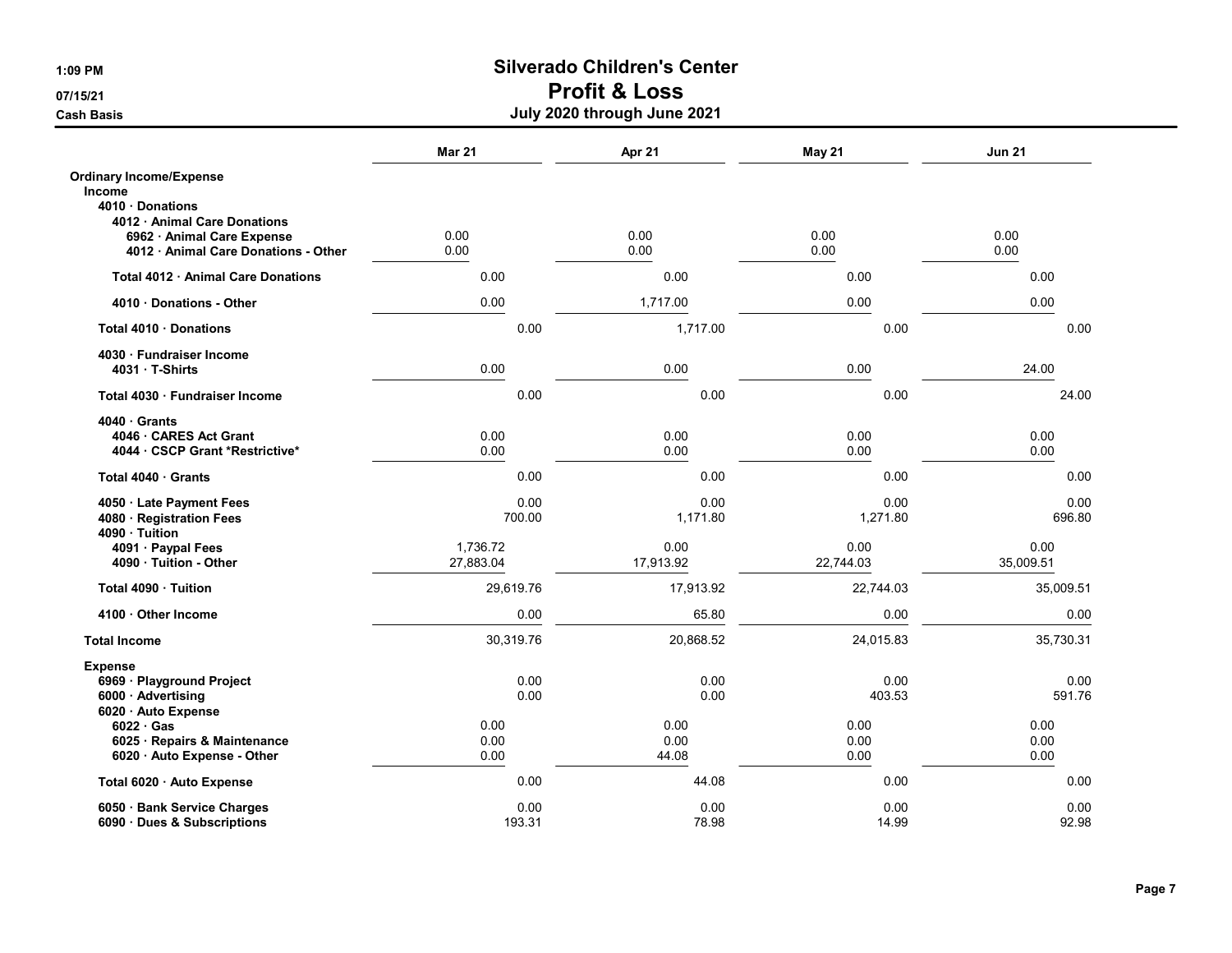# Silverado Children's Center
## Profit & Loss
### July 2020 through June 2021

1:09 PM
07/15/21
Cash Basis

| | Mar 21 | Apr 21 | May 21 | Jun 21 |
|---|---|---|---|---|
| **Ordinary Income/Expense** | | | | |
| **Income** | | | | |
| **4010 · Donations** | | | | |
| **4012 · Animal Care Donations** | | | | |
| **6962 · Animal Care Expense** | 0.00 | 0.00 | 0.00 | 0.00 |
| **4012 · Animal Care Donations - Other** | 0.00 | 0.00 | 0.00 | 0.00 |
| **Total 4012 · Animal Care Donations** | 0.00 | 0.00 | 0.00 | 0.00 |
| **4010 · Donations - Other** | 0.00 | 1,717.00 | 0.00 | 0.00 |
| **Total 4010 · Donations** | 0.00 | 1,717.00 | 0.00 | 0.00 |
| **4030 · Fundraiser Income** | | | | |
| **4031 · T-Shirts** | 0.00 | 0.00 | 0.00 | 24.00 |
| **Total 4030 · Fundraiser Income** | 0.00 | 0.00 | 0.00 | 24.00 |
| **4040 · Grants** | | | | |
| **4046 · CARES Act Grant** | 0.00 | 0.00 | 0.00 | 0.00 |
| **4044 · CSCP Grant *Restrictive*** | 0.00 | 0.00 | 0.00 | 0.00 |
| **Total 4040 · Grants** | 0.00 | 0.00 | 0.00 | 0.00 |
| **4050 · Late Payment Fees** | 0.00 | 0.00 | 0.00 | 0.00 |
| **4080 · Registration Fees** | 700.00 | 1,171.80 | 1,271.80 | 696.80 |
| **4090 · Tuition** | | | | |
| **4091 · Paypal Fees** | 1,736.72 | 0.00 | 0.00 | 0.00 |
| **4090 · Tuition - Other** | 27,883.04 | 17,913.92 | 22,744.03 | 35,009.51 |
| **Total 4090 · Tuition** | 29,619.76 | 17,913.92 | 22,744.03 | 35,009.51 |
| **4100 · Other Income** | 0.00 | 65.80 | 0.00 | 0.00 |
| **Total Income** | 30,319.76 | 20,868.52 | 24,015.83 | 35,730.31 |
| **Expense** | | | | |
| **6969 · Playground Project** | 0.00 | 0.00 | 0.00 | 0.00 |
| **6000 · Advertising** | 0.00 | 0.00 | 403.53 | 591.76 |
| **6020 · Auto Expense** | | | | |
| **6022 · Gas** | 0.00 | 0.00 | 0.00 | 0.00 |
| **6025 · Repairs & Maintenance** | 0.00 | 0.00 | 0.00 | 0.00 |
| **6020 · Auto Expense - Other** | 0.00 | 44.08 | 0.00 | 0.00 |
| **Total 6020 · Auto Expense** | 0.00 | 44.08 | 0.00 | 0.00 |
| **6050 · Bank Service Charges** | 0.00 | 0.00 | 0.00 | 0.00 |
| **6090 · Dues & Subscriptions** | 193.31 | 78.98 | 14.99 | 92.98 |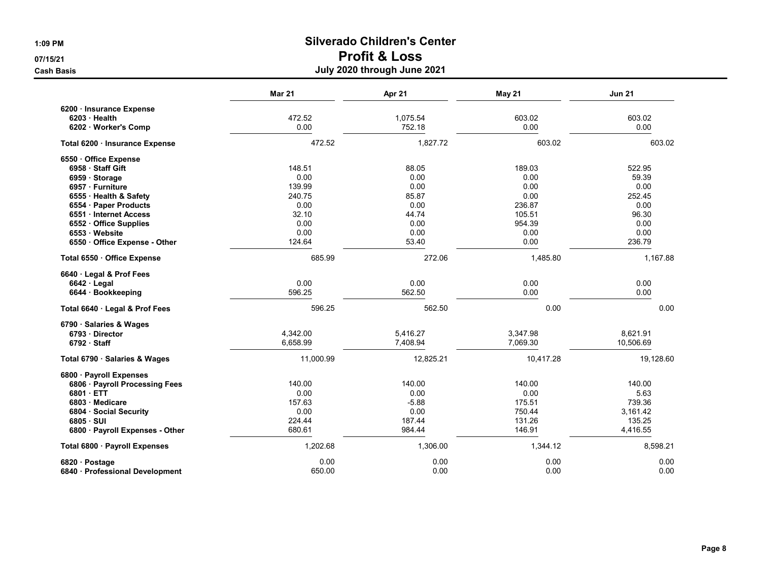# Silverado Children's Center
## Profit & Loss
### July 2020 through June 2021

1:09 PM
07/15/21
Cash Basis

| | Mar 21 | Apr 21 | May 21 | Jun 21 |
|---|---|---|---|---|
| 6200 · Insurance Expense | | | | |
| 6203 · Health | 472.52 | 1,075.54 | 603.02 | 603.02 |
| 6202 · Worker's Comp | 0.00 | 752.18 | 0.00 | 0.00 |
| Total 6200 · Insurance Expense | 472.52 | 1,827.72 | 603.02 | 603.02 |
| 6550 · Office Expense | | | | |
| 6958 · Staff Gift | 148.51 | 88.05 | 189.03 | 522.95 |
| 6959 · Storage | 0.00 | 0.00 | 0.00 | 59.39 |
| 6957 · Furniture | 139.99 | 0.00 | 0.00 | 0.00 |
| 6555 · Health & Safety | 240.75 | 85.87 | 0.00 | 252.45 |
| 6554 · Paper Products | 0.00 | 0.00 | 236.87 | 0.00 |
| 6551 · Internet Access | 32.10 | 44.74 | 105.51 | 96.30 |
| 6552 · Office Supplies | 0.00 | 0.00 | 954.39 | 0.00 |
| 6553 · Website | 0.00 | 0.00 | 0.00 | 0.00 |
| 6550 · Office Expense - Other | 124.64 | 53.40 | 0.00 | 236.79 |
| Total 6550 · Office Expense | 685.99 | 272.06 | 1,485.80 | 1,167.88 |
| 6640 · Legal & Prof Fees | | | | |
| 6642 · Legal | 0.00 | 0.00 | 0.00 | 0.00 |
| 6644 · Bookkeeping | 596.25 | 562.50 | 0.00 | 0.00 |
| Total 6640 · Legal & Prof Fees | 596.25 | 562.50 | 0.00 | 0.00 |
| 6790 · Salaries & Wages | | | | |
| 6793 · Director | 4,342.00 | 5,416.27 | 3,347.98 | 8,621.91 |
| 6792 · Staff | 6,658.99 | 7,408.94 | 7,069.30 | 10,506.69 |
| Total 6790 · Salaries & Wages | 11,000.99 | 12,825.21 | 10,417.28 | 19,128.60 |
| 6800 · Payroll Expenses | | | | |
| 6806 · Payroll Processing Fees | 140.00 | 140.00 | 140.00 | 140.00 |
| 6801 · ETT | 0.00 | 0.00 | 0.00 | 5.63 |
| 6803 · Medicare | 157.63 | -5.88 | 175.51 | 739.36 |
| 6804 · Social Security | 0.00 | 0.00 | 750.44 | 3,161.42 |
| 6805 · SUI | 224.44 | 187.44 | 131.26 | 135.25 |
| 6800 · Payroll Expenses - Other | 680.61 | 984.44 | 146.91 | 4,416.55 |
| Total 6800 · Payroll Expenses | 1,202.68 | 1,306.00 | 1,344.12 | 8,598.21 |
| 6820 · Postage | 0.00 | 0.00 | 0.00 | 0.00 |
| 6840 · Professional Development | 650.00 | 0.00 | 0.00 | 0.00 |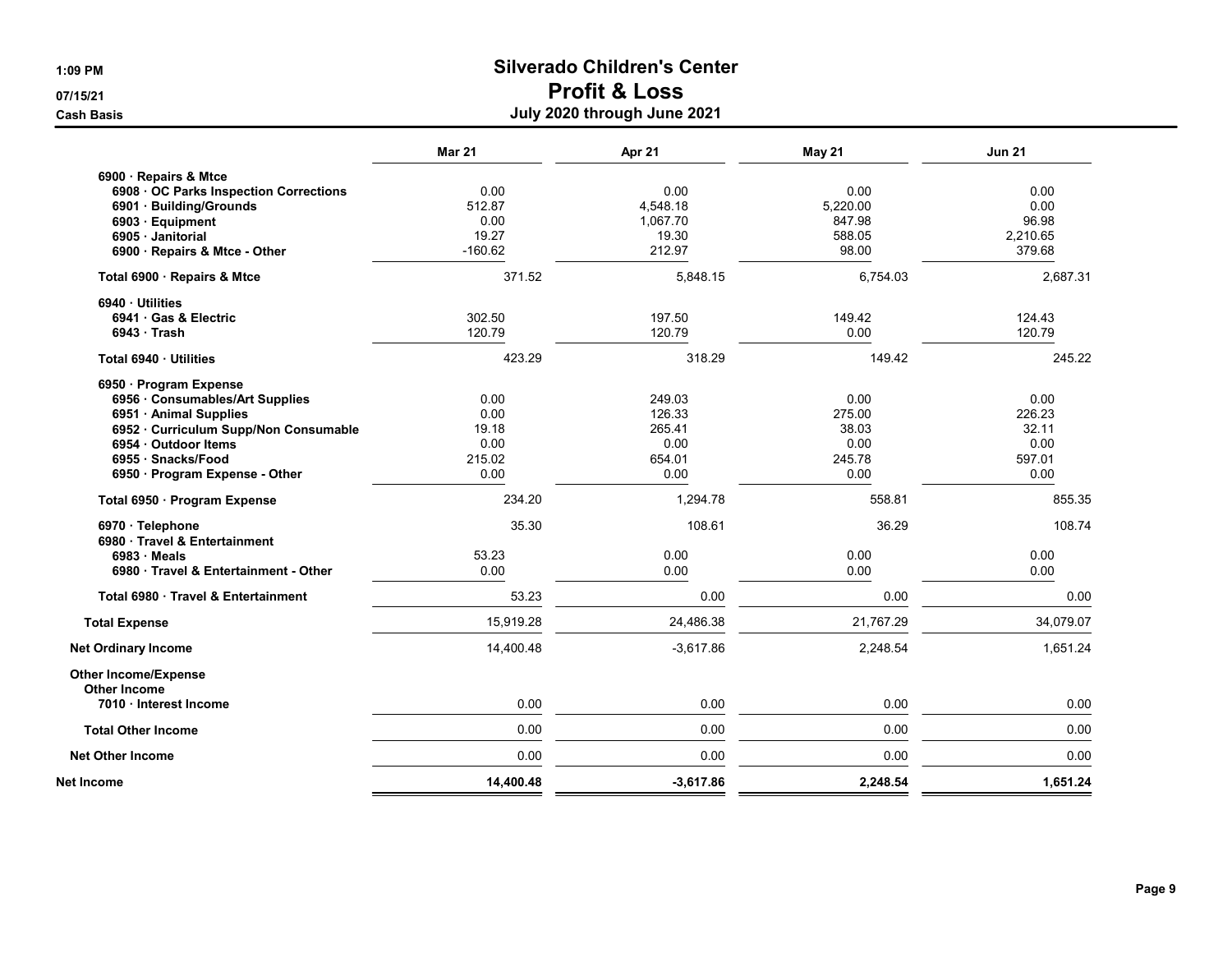# Silverado Children's Center
## Profit & Loss
### July 2020 through June 2021

1:09 PM
07/15/21
Cash Basis

| | Mar 21 | Apr 21 | May 21 | Jun 21 |
|---|---|---|---|---|
| 6900 · Repairs & Mtce | | | | |
| 6908 · OC Parks Inspection Corrections | 0.00 | 0.00 | 0.00 | 0.00 |
| 6901 · Building/Grounds | 512.87 | 4,548.18 | 5,220.00 | 0.00 |
| 6903 · Equipment | 0.00 | 1,067.70 | 847.98 | 96.98 |
| 6905 · Janitorial | 19.27 | 19.30 | 588.05 | 2,210.65 |
| 6900 · Repairs & Mtce - Other | -160.62 | 212.97 | 98.00 | 379.68 |
| Total 6900 · Repairs & Mtce | 371.52 | 5,848.15 | 6,754.03 | 2,687.31 |
| 6940 · Utilities | | | | |
| 6941 · Gas & Electric | 302.50 | 197.50 | 149.42 | 124.43 |
| 6943 · Trash | 120.79 | 120.79 | 0.00 | 120.79 |
| Total 6940 · Utilities | 423.29 | 318.29 | 149.42 | 245.22 |
| 6950 · Program Expense | | | | |
| 6956 · Consumables/Art Supplies | 0.00 | 249.03 | 0.00 | 0.00 |
| 6951 · Animal Supplies | 0.00 | 126.33 | 275.00 | 226.23 |
| 6952 · Curriculum Supp/Non Consumable | 19.18 | 265.41 | 38.03 | 32.11 |
| 6954 · Outdoor Items | 0.00 | 0.00 | 0.00 | 0.00 |
| 6955 · Snacks/Food | 215.02 | 654.01 | 245.78 | 597.01 |
| 6950 · Program Expense - Other | 0.00 | 0.00 | 0.00 | 0.00 |
| Total 6950 · Program Expense | 234.20 | 1,294.78 | 558.81 | 855.35 |
| 6970 · Telephone | 35.30 | 108.61 | 36.29 | 108.74 |
| 6980 · Travel & Entertainment | | | | |
| 6983 · Meals | 53.23 | 0.00 | 0.00 | 0.00 |
| 6980 · Travel & Entertainment - Other | 0.00 | 0.00 | 0.00 | 0.00 |
| Total 6980 · Travel & Entertainment | 53.23 | 0.00 | 0.00 | 0.00 |
| Total Expense | 15,919.28 | 24,486.38 | 21,767.29 | 34,079.07 |
| Net Ordinary Income | 14,400.48 | -3,617.86 | 2,248.54 | 1,651.24 |
| Other Income/Expense | | | | |
| Other Income | | | | |
| 7010 · Interest Income | 0.00 | 0.00 | 0.00 | 0.00 |
| Total Other Income | 0.00 | 0.00 | 0.00 | 0.00 |
| Net Other Income | 0.00 | 0.00 | 0.00 | 0.00 |
| **Net Income** | **14,400.48** | **-3,617.86** | **2,248.54** | **1,651.24** |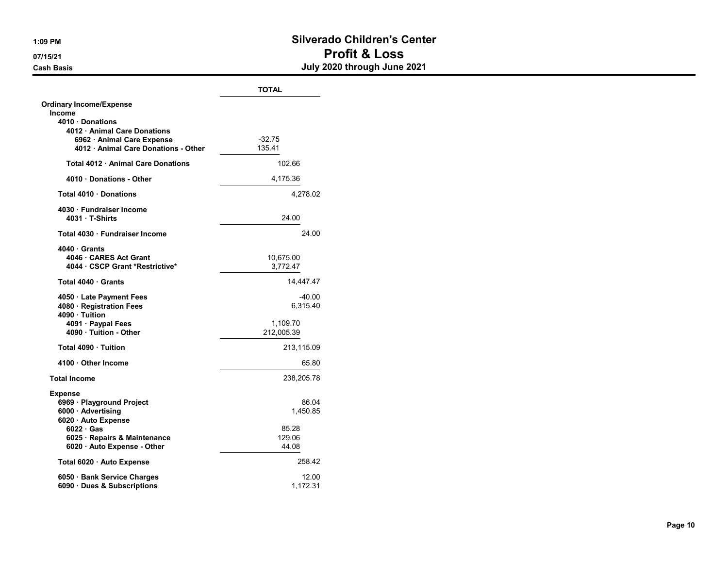# Silverado Children's Center
## Profit & Loss
### July 2020 through June 2021

1:09 PM
07/15/21
Cash Basis

| | | TOTAL |
|---|---|---|
| **Ordinary Income/Expense** | | |
| **Income** | | |
| **4010 · Donations** | | |
| **4012 · Animal Care Donations** | | |
| **6962 · Animal Care Expense** | -32.75 | |
| **4012 · Animal Care Donations - Other** | 135.41 | |
| **Total 4012 · Animal Care Donations** | 102.66 | |
| **4010 · Donations - Other** | 4,175.36 | |
| **Total 4010 · Donations** | | 4,278.02 |
| **4030 · Fundraiser Income** | | |
| **4031 · T-Shirts** | 24.00 | |
| **Total 4030 · Fundraiser Income** | | 24.00 |
| **4040 · Grants** | | |
| **4046 · CARES Act Grant** | 10,675.00 | |
| **4044 · CSCP Grant *Restrictive*** | 3,772.47 | |
| **Total 4040 · Grants** | | 14,447.47 |
| **4050 · Late Payment Fees** | | -40.00 |
| **4080 · Registration Fees** | | 6,315.40 |
| **4090 · Tuition** | | |
| **4091 · Paypal Fees** | 1,109.70 | |
| **4090 · Tuition - Other** | 212,005.39 | |
| **Total 4090 · Tuition** | | 213,115.09 |
| **4100 · Other Income** | | 65.80 |
| **Total Income** | | 238,205.78 |
| **Expense** | | |
| **6969 · Playground Project** | | 86.04 |
| **6000 · Advertising** | | 1,450.85 |
| **6020 · Auto Expense** | | |
| **6022 · Gas** | 85.28 | |
| **6025 · Repairs & Maintenance** | 129.06 | |
| **6020 · Auto Expense - Other** | 44.08 | |
| **Total 6020 · Auto Expense** | | 258.42 |
| **6050 · Bank Service Charges** | | 12.00 |
| **6090 · Dues & Subscriptions** | | 1,172.31 |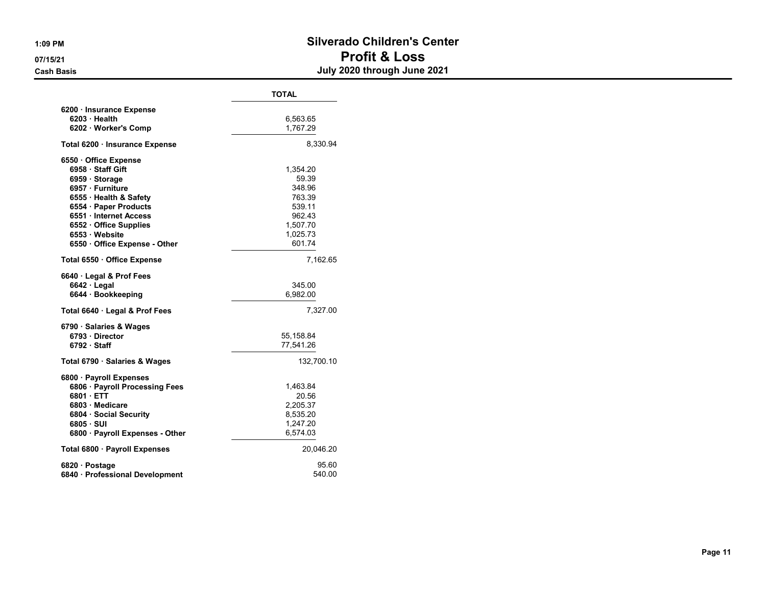# Silverado Children's Center

## Profit & Loss

### July 2020 through June 2021

1:09 PM

07/15/21

Cash Basis

| | TOTAL | |
|---|---|---|
| **6200 · Insurance Expense** | | |
| **6203 · Health** | 6,563.65 | |
| **6202 · Worker's Comp** | 1,767.29 | |
| **Total 6200 · Insurance Expense** | | 8,330.94 |
| **6550 · Office Expense** | | |
| **6958 · Staff Gift** | 1,354.20 | |
| **6959 · Storage** | 59.39 | |
| **6957 · Furniture** | 348.96 | |
| **6555 · Health & Safety** | 763.39 | |
| **6554 · Paper Products** | 539.11 | |
| **6551 · Internet Access** | 962.43 | |
| **6552 · Office Supplies** | 1,507.70 | |
| **6553 · Website** | 1,025.73 | |
| **6550 · Office Expense - Other** | 601.74 | |
| **Total 6550 · Office Expense** | | 7,162.65 |
| **6640 · Legal & Prof Fees** | | |
| **6642 · Legal** | 345.00 | |
| **6644 · Bookkeeping** | 6,982.00 | |
| **Total 6640 · Legal & Prof Fees** | | 7,327.00 |
| **6790 · Salaries & Wages** | | |
| **6793 · Director** | 55,158.84 | |
| **6792 · Staff** | 77,541.26 | |
| **Total 6790 · Salaries & Wages** | | 132,700.10 |
| **6800 · Payroll Expenses** | | |
| **6806 · Payroll Processing Fees** | 1,463.84 | |
| **6801 · ETT** | 20.56 | |
| **6803 · Medicare** | 2,205.37 | |
| **6804 · Social Security** | 8,535.20 | |
| **6805 · SUI** | 1,247.20 | |
| **6800 · Payroll Expenses - Other** | 6,574.03 | |
| **Total 6800 · Payroll Expenses** | | 20,046.20 |
| **6820 · Postage** | | 95.60 |
| **6840 · Professional Development** | | 540.00 |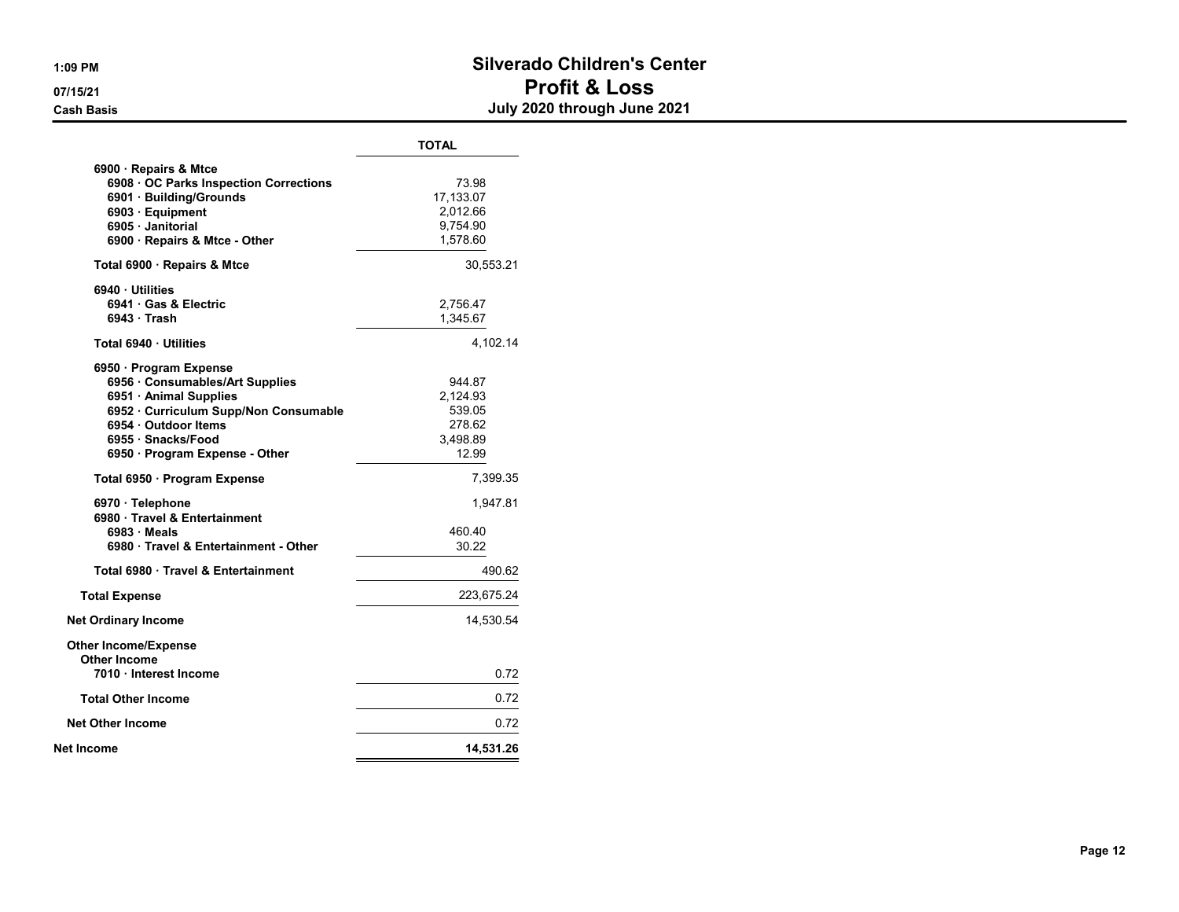# Silverado Children's Center

## Profit & Loss

### July 2020 through June 2021

1:09 PM
07/15/21
Cash Basis

| | TOTAL | |
|---|---|---|
| 6900 · Repairs & Mtce | | |
| 6908 · OC Parks Inspection Corrections | 73.98 | |
| 6901 · Building/Grounds | 17,133.07 | |
| 6903 · Equipment | 2,012.66 | |
| 6905 · Janitorial | 9,754.90 | |
| 6900 · Repairs & Mtce - Other | 1,578.60 | |
| **Total 6900 · Repairs & Mtce** | | 30,553.21 |
| 6940 · Utilities | | |
| 6941 · Gas & Electric | 2,756.47 | |
| 6943 · Trash | 1,345.67 | |
| **Total 6940 · Utilities** | | 4,102.14 |
| 6950 · Program Expense | | |
| 6956 · Consumables/Art Supplies | 944.87 | |
| 6951 · Animal Supplies | 2,124.93 | |
| 6952 · Curriculum Supp/Non Consumable | 539.05 | |
| 6954 · Outdoor Items | 278.62 | |
| 6955 · Snacks/Food | 3,498.89 | |
| 6950 · Program Expense - Other | 12.99 | |
| **Total 6950 · Program Expense** | | 7,399.35 |
| 6970 · Telephone | | 1,947.81 |
| 6980 · Travel & Entertainment | | |
| 6983 · Meals | 460.40 | |
| 6980 · Travel & Entertainment - Other | 30.22 | |
| **Total 6980 · Travel & Entertainment** | | 490.62 |
| **Total Expense** | | 223,675.24 |
| **Net Ordinary Income** | | 14,530.54 |
| Other Income/Expense | | |
| Other Income | | |
| 7010 · Interest Income | | 0.72 |
| **Total Other Income** | | 0.72 |
| **Net Other Income** | | 0.72 |
| **Net Income** | | **14,531.26** |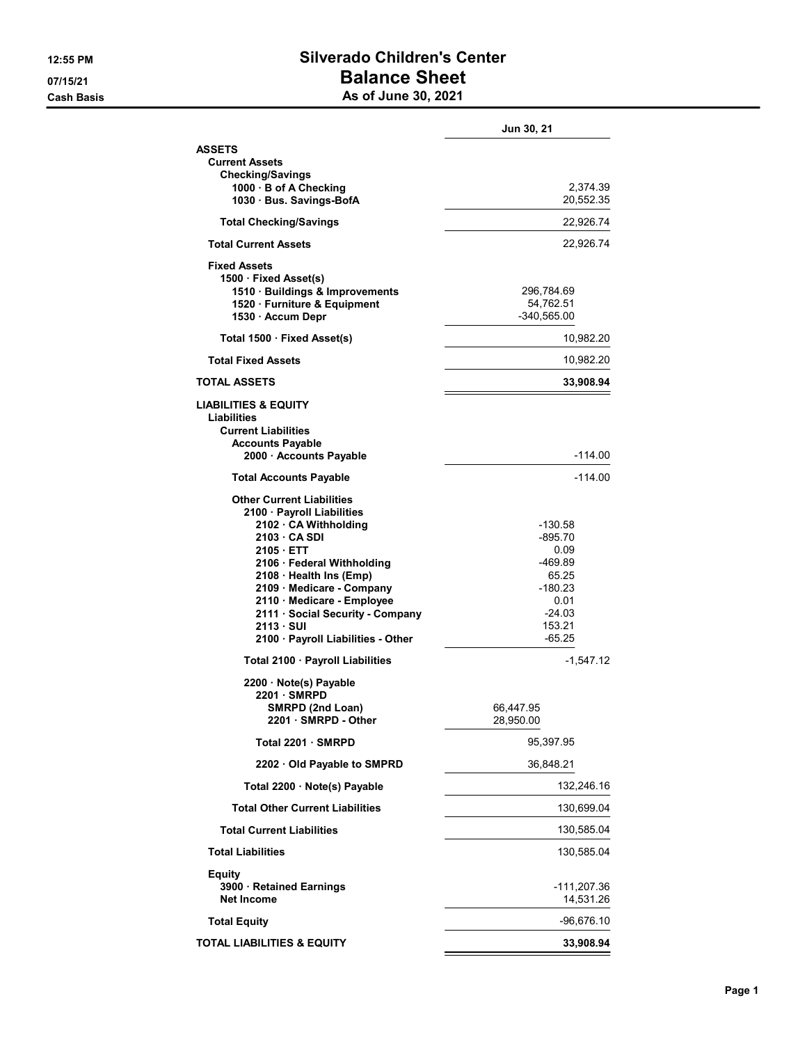# Silverado Children's Center
## Balance Sheet
### As of June 30, 2021

12:55 PM
07/15/21
Cash Basis

| | | Jun 30, 21 |
|---|---|---|
| **ASSETS** | | |
| **Current Assets** | | |
| **Checking/Savings** | | |
| 1000 · B of A Checking | | 2,374.39 |
| 1030 · Bus. Savings-BofA | | 20,552.35 |
| **Total Checking/Savings** | | 22,926.74 |
| **Total Current Assets** | | 22,926.74 |
| **Fixed Assets** | | |
| 1500 · Fixed Asset(s) | | |
| 1510 · Buildings & Improvements | 296,784.69 | |
| 1520 · Furniture & Equipment | 54,762.51 | |
| 1530 · Accum Depr | -340,565.00 | |
| **Total 1500 · Fixed Asset(s)** | | 10,982.20 |
| **Total Fixed Assets** | | 10,982.20 |
| **TOTAL ASSETS** | | **33,908.94** |
| **LIABILITIES & EQUITY** | | |
| **Liabilities** | | |
| **Current Liabilities** | | |
| **Accounts Payable** | | |
| 2000 · Accounts Payable | | -114.00 |
| **Total Accounts Payable** | | -114.00 |
| **Other Current Liabilities** | | |
| 2100 · Payroll Liabilities | | |
| 2102 · CA Withholding | -130.58 | |
| 2103 · CA SDI | -895.70 | |
| 2105 · ETT | 0.09 | |
| 2106 · Federal Withholding | -469.89 | |
| 2108 · Health Ins (Emp) | 65.25 | |
| 2109 · Medicare - Company | -180.23 | |
| 2110 · Medicare - Employee | 0.01 | |
| 2111 · Social Security - Company | -24.03 | |
| 2113 · SUI | 153.21 | |
| 2100 · Payroll Liabilities - Other | -65.25 | |
| **Total 2100 · Payroll Liabilities** | | -1,547.12 |
| 2200 · Note(s) Payable | | |
| 2201 · SMRPD | | |
| SMRPD (2nd Loan) | 66,447.95 | |
| 2201 · SMRPD - Other | 28,950.00 | |
| **Total 2201 · SMRPD** | 95,397.95 | |
| 2202 · Old Payable to SMPRD | 36,848.21 | |
| **Total 2200 · Note(s) Payable** | | 132,246.16 |
| **Total Other Current Liabilities** | | 130,699.04 |
| **Total Current Liabilities** | | 130,585.04 |
| **Total Liabilities** | | 130,585.04 |
| **Equity** | | |
| 3900 · Retained Earnings | | -111,207.36 |
| Net Income | | 14,531.26 |
| **Total Equity** | | -96,676.10 |
| **TOTAL LIABILITIES & EQUITY** | | **33,908.94** |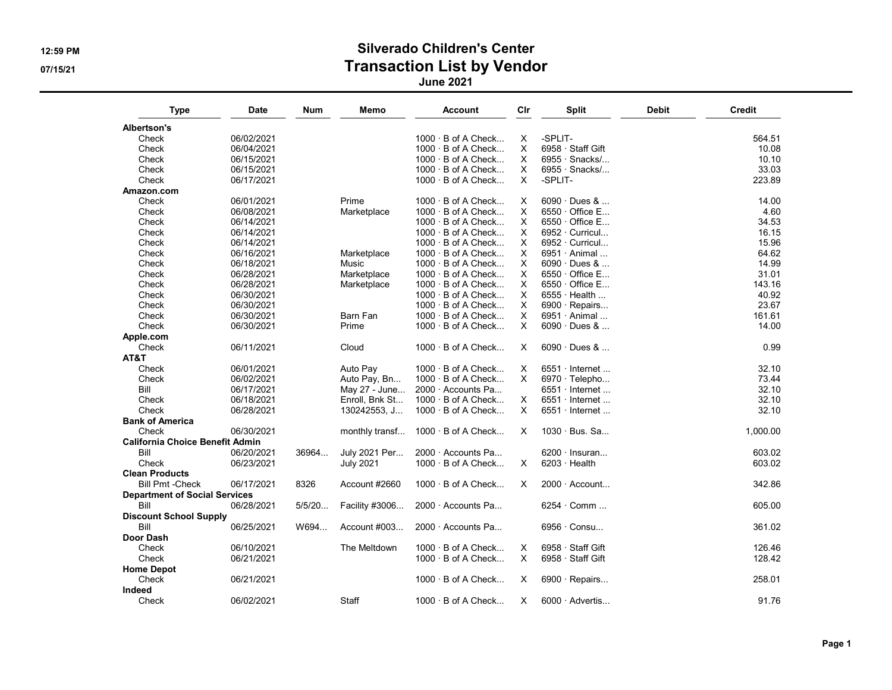# Silverado Children's Center

## Transaction List by Vendor

### June 2021

| Type | Date | Num | Memo | Account | Clr | Split | Debit | Credit |
|---|---|---|---|---|---|---|---|---|
| **Albertson's** | | | | | | | | |
| Check | 06/02/2021 | | | 1000 · B of A Check... | X | -SPLIT- | | 564.51 |
| Check | 06/04/2021 | | | 1000 · B of A Check... | X | 6958 · Staff Gift | | 10.08 |
| Check | 06/15/2021 | | | 1000 · B of A Check... | X | 6955 · Snacks/... | | 10.10 |
| Check | 06/15/2021 | | | 1000 · B of A Check... | X | 6955 · Snacks/... | | 33.03 |
| Check | 06/17/2021 | | | 1000 · B of A Check... | X | -SPLIT- | | 223.89 |
| **Amazon.com** | | | | | | | | |
| Check | 06/01/2021 | | Prime | 1000 · B of A Check... | X | 6090 · Dues & ... | | 14.00 |
| Check | 06/08/2021 | | Marketplace | 1000 · B of A Check... | X | 6550 · Office E... | | 4.60 |
| Check | 06/14/2021 | | | 1000 · B of A Check... | X | 6550 · Office E... | | 34.53 |
| Check | 06/14/2021 | | | 1000 · B of A Check... | X | 6952 · Curricul... | | 16.15 |
| Check | 06/14/2021 | | | 1000 · B of A Check... | X | 6952 · Curricul... | | 15.96 |
| Check | 06/16/2021 | | Marketplace | 1000 · B of A Check... | X | 6951 · Animal ... | | 64.62 |
| Check | 06/18/2021 | | Music | 1000 · B of A Check... | X | 6090 · Dues & ... | | 14.99 |
| Check | 06/28/2021 | | Marketplace | 1000 · B of A Check... | X | 6550 · Office E... | | 31.01 |
| Check | 06/28/2021 | | Marketplace | 1000 · B of A Check... | X | 6550 · Office E... | | 143.16 |
| Check | 06/30/2021 | | | 1000 · B of A Check... | X | 6555 · Health ... | | 40.92 |
| Check | 06/30/2021 | | | 1000 · B of A Check... | X | 6900 · Repairs... | | 23.67 |
| Check | 06/30/2021 | | Barn Fan | 1000 · B of A Check... | X | 6951 · Animal ... | | 161.61 |
| Check | 06/30/2021 | | Prime | 1000 · B of A Check... | X | 6090 · Dues & ... | | 14.00 |
| **Apple.com** | | | | | | | | |
| Check | 06/11/2021 | | Cloud | 1000 · B of A Check... | X | 6090 · Dues & ... | | 0.99 |
| **AT&T** | | | | | | | | |
| Check | 06/01/2021 | | Auto Pay | 1000 · B of A Check... | X | 6551 · Internet ... | | 32.10 |
| Check | 06/02/2021 | | Auto Pay, Bn... | 1000 · B of A Check... | X | 6970 · Telepho... | | 73.44 |
| Bill | 06/17/2021 | | May 27 - June... | 2000 · Accounts Pa... | | 6551 · Internet ... | | 32.10 |
| Check | 06/18/2021 | | Enroll, Bnk St... | 1000 · B of A Check... | X | 6551 · Internet ... | | 32.10 |
| Check | 06/28/2021 | | 130242553, J... | 1000 · B of A Check... | X | 6551 · Internet ... | | 32.10 |
| **Bank of America** | | | | | | | | |
| Check | 06/30/2021 | | monthly transf... | 1000 · B of A Check... | X | 1030 · Bus. Sa... | | 1,000.00 |
| **California Choice Benefit Admin** | | | | | | | | |
| Bill | 06/20/2021 | 36964... | July 2021 Per... | 2000 · Accounts Pa... | | 6200 · Insuran... | | 603.02 |
| Check | 06/23/2021 | | July 2021 | 1000 · B of A Check... | X | 6203 · Health | | 603.02 |
| **Clean Products** | | | | | | | | |
| Bill Pmt -Check | 06/17/2021 | 8326 | Account #2660 | 1000 · B of A Check... | X | 2000 · Account... | | 342.86 |
| **Department of Social Services** | | | | | | | | |
| Bill | 06/28/2021 | 5/5/20... | Facility #3006... | 2000 · Accounts Pa... | | 6254 · Comm ... | | 605.00 |
| **Discount School Supply** | | | | | | | | |
| Bill | 06/25/2021 | W694... | Account #003... | 2000 · Accounts Pa... | | 6956 · Consu... | | 361.02 |
| **Door Dash** | | | | | | | | |
| Check | 06/10/2021 | | The Meltdown | 1000 · B of A Check... | X | 6958 · Staff Gift | | 126.46 |
| Check | 06/21/2021 | | | 1000 · B of A Check... | X | 6958 · Staff Gift | | 128.42 |
| **Home Depot** | | | | | | | | |
| Check | 06/21/2021 | | | 1000 · B of A Check... | X | 6900 · Repairs... | | 258.01 |
| **Indeed** | | | | | | | | |
| Check | 06/02/2021 | | Staff | 1000 · B of A Check... | X | 6000 · Advertis... | | 91.76 |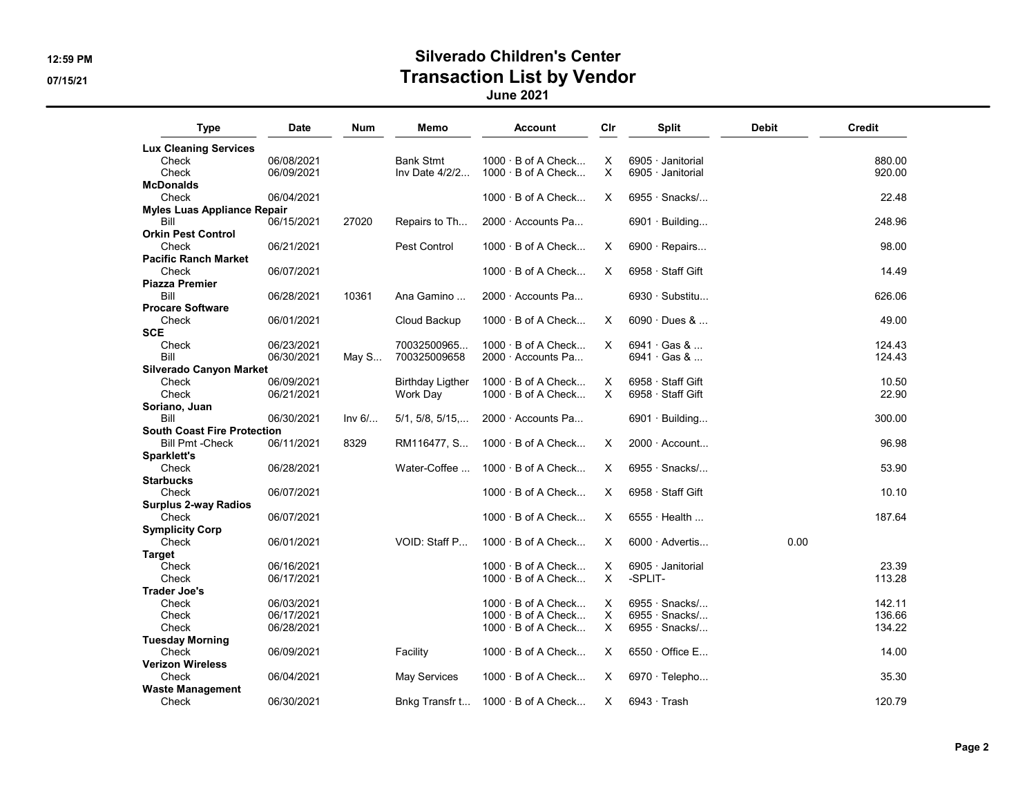# Silverado Children's Center
## Transaction List by Vendor
### June 2021

| Type | Date | Num | Memo | Account | Clr | Split | Debit | Credit |
|---|---|---|---|---|---|---|---|---|
| **Lux Cleaning Services** | | | | | | | | |
| Check | 06/08/2021 | | Bank Stmt | 1000 · B of A Check... | X | 6905 · Janitorial | | 880.00 |
| Check | 06/09/2021 | | Inv Date 4/2/2... | 1000 · B of A Check... | X | 6905 · Janitorial | | 920.00 |
| **McDonalds** | | | | | | | | |
| Check | 06/04/2021 | | | 1000 · B of A Check... | X | 6955 · Snacks/... | | 22.48 |
| **Myles Luas Appliance Repair** | | | | | | | | |
| Bill | 06/15/2021 | 27020 | Repairs to Th... | 2000 · Accounts Pa... | | 6901 · Building... | | 248.96 |
| **Orkin Pest Control** | | | | | | | | |
| Check | 06/21/2021 | | Pest Control | 1000 · B of A Check... | X | 6900 · Repairs... | | 98.00 |
| **Pacific Ranch Market** | | | | | | | | |
| Check | 06/07/2021 | | | 1000 · B of A Check... | X | 6958 · Staff Gift | | 14.49 |
| **Piazza Premier** | | | | | | | | |
| Bill | 06/28/2021 | 10361 | Ana Gamino ... | 2000 · Accounts Pa... | | 6930 · Substitu... | | 626.06 |
| **Procare Software** | | | | | | | | |
| Check | 06/01/2021 | | Cloud Backup | 1000 · B of A Check... | X | 6090 · Dues & ... | | 49.00 |
| **SCE** | | | | | | | | |
| Check | 06/23/2021 | | 70032500965... | 1000 · B of A Check... | X | 6941 · Gas & ... | | 124.43 |
| Bill | 06/30/2021 | May S... | 700325009658 | 2000 · Accounts Pa... | | 6941 · Gas & ... | | 124.43 |
| **Silverado Canyon Market** | | | | | | | | |
| Check | 06/09/2021 | | Birthday Ligther | 1000 · B of A Check... | X | 6958 · Staff Gift | | 10.50 |
| Check | 06/21/2021 | | Work Day | 1000 · B of A Check... | X | 6958 · Staff Gift | | 22.90 |
| **Soriano, Juan** | | | | | | | | |
| Bill | 06/30/2021 | Inv 6/... | 5/1, 5/8, 5/15,... | 2000 · Accounts Pa... | | 6901 · Building... | | 300.00 |
| **South Coast Fire Protection** | | | | | | | | |
| Bill Pmt -Check | 06/11/2021 | 8329 | RM116477, S... | 1000 · B of A Check... | X | 2000 · Account... | | 96.98 |
| **Sparklett's** | | | | | | | | |
| Check | 06/28/2021 | | Water-Coffee ... | 1000 · B of A Check... | X | 6955 · Snacks/... | | 53.90 |
| **Starbucks** | | | | | | | | |
| Check | 06/07/2021 | | | 1000 · B of A Check... | X | 6958 · Staff Gift | | 10.10 |
| **Surplus 2-way Radios** | | | | | | | | |
| Check | 06/07/2021 | | | 1000 · B of A Check... | X | 6555 · Health ... | | 187.64 |
| **Symplicity Corp** | | | | | | | | |
| Check | 06/01/2021 | | VOID: Staff P... | 1000 · B of A Check... | X | 6000 · Advertis... | 0.00 | |
| **Target** | | | | | | | | |
| Check | 06/16/2021 | | | 1000 · B of A Check... | X | 6905 · Janitorial | | 23.39 |
| Check | 06/17/2021 | | | 1000 · B of A Check... | X | -SPLIT- | | 113.28 |
| **Trader Joe's** | | | | | | | | |
| Check | 06/03/2021 | | | 1000 · B of A Check... | X | 6955 · Snacks/... | | 142.11 |
| Check | 06/17/2021 | | | 1000 · B of A Check... | X | 6955 · Snacks/... | | 136.66 |
| Check | 06/28/2021 | | | 1000 · B of A Check... | X | 6955 · Snacks/... | | 134.22 |
| **Tuesday Morning** | | | | | | | | |
| Check | 06/09/2021 | | Facility | 1000 · B of A Check... | X | 6550 · Office E... | | 14.00 |
| **Verizon Wireless** | | | | | | | | |
| Check | 06/04/2021 | | May Services | 1000 · B of A Check... | X | 6970 · Telepho... | | 35.30 |
| **Waste Management** | | | | | | | | |
| Check | 06/30/2021 | | Bnkg Transfr t... | 1000 · B of A Check... | X | 6943 · Trash | | 120.79 |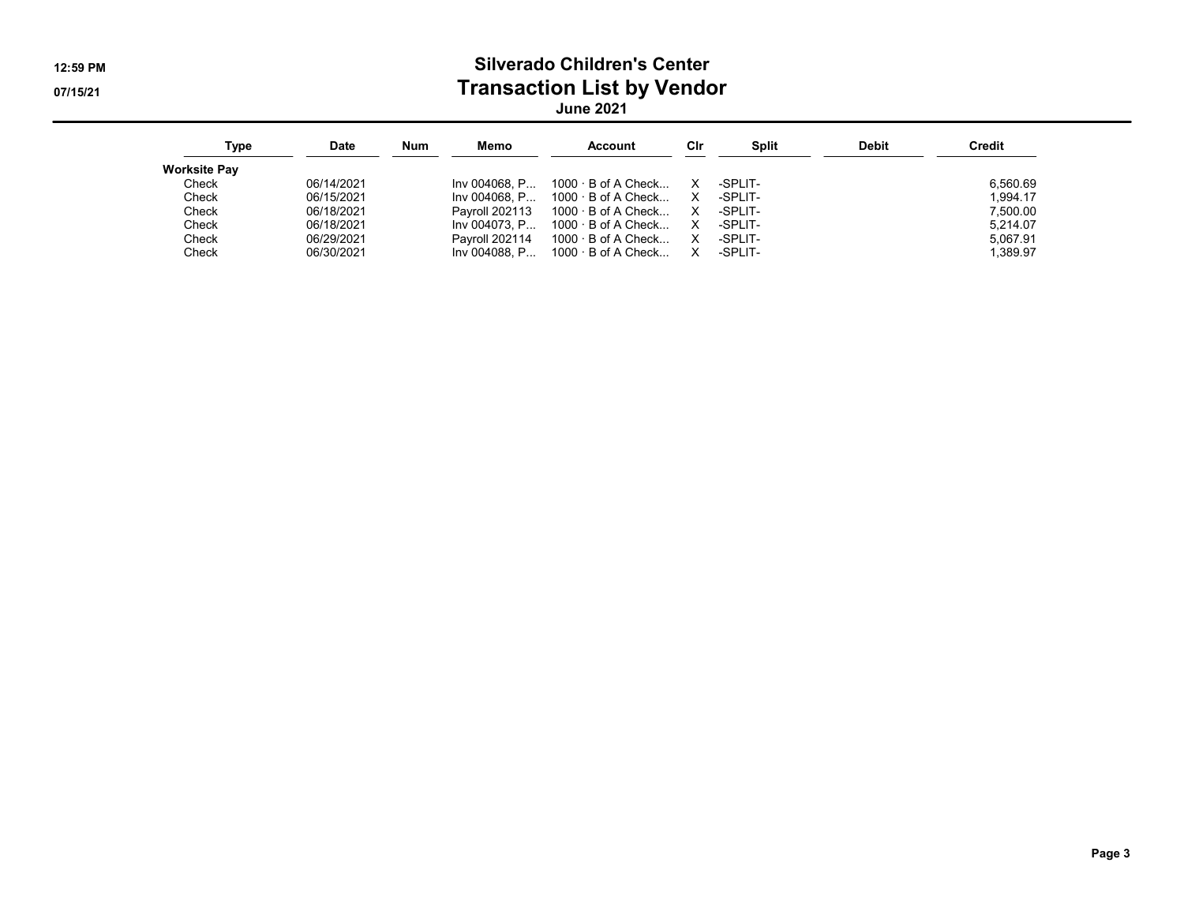# Silverado Children's Center
## Transaction List by Vendor
### June 2021

| Type | Date | Num | Memo | Account | Clr | Split | Debit | Credit |
|---|---|---|---|---|---|---|---|---|
| **Worksite Pay** | | | | | | | | |
| Check | 06/14/2021 | | Inv 004068, P... | 1000 · B of A Check... | X | -SPLIT- | | 6,560.69 |
| Check | 06/15/2021 | | Inv 004068, P... | 1000 · B of A Check... | X | -SPLIT- | | 1,994.17 |
| Check | 06/18/2021 | | Payroll 202113 | 1000 · B of A Check... | X | -SPLIT- | | 7,500.00 |
| Check | 06/18/2021 | | Inv 004073, P... | 1000 · B of A Check... | X | -SPLIT- | | 5,214.07 |
| Check | 06/29/2021 | | Payroll 202114 | 1000 · B of A Check... | X | -SPLIT- | | 5,067.91 |
| Check | 06/30/2021 | | Inv 004088, P... | 1000 · B of A Check... | X | -SPLIT- | | 1,389.97 |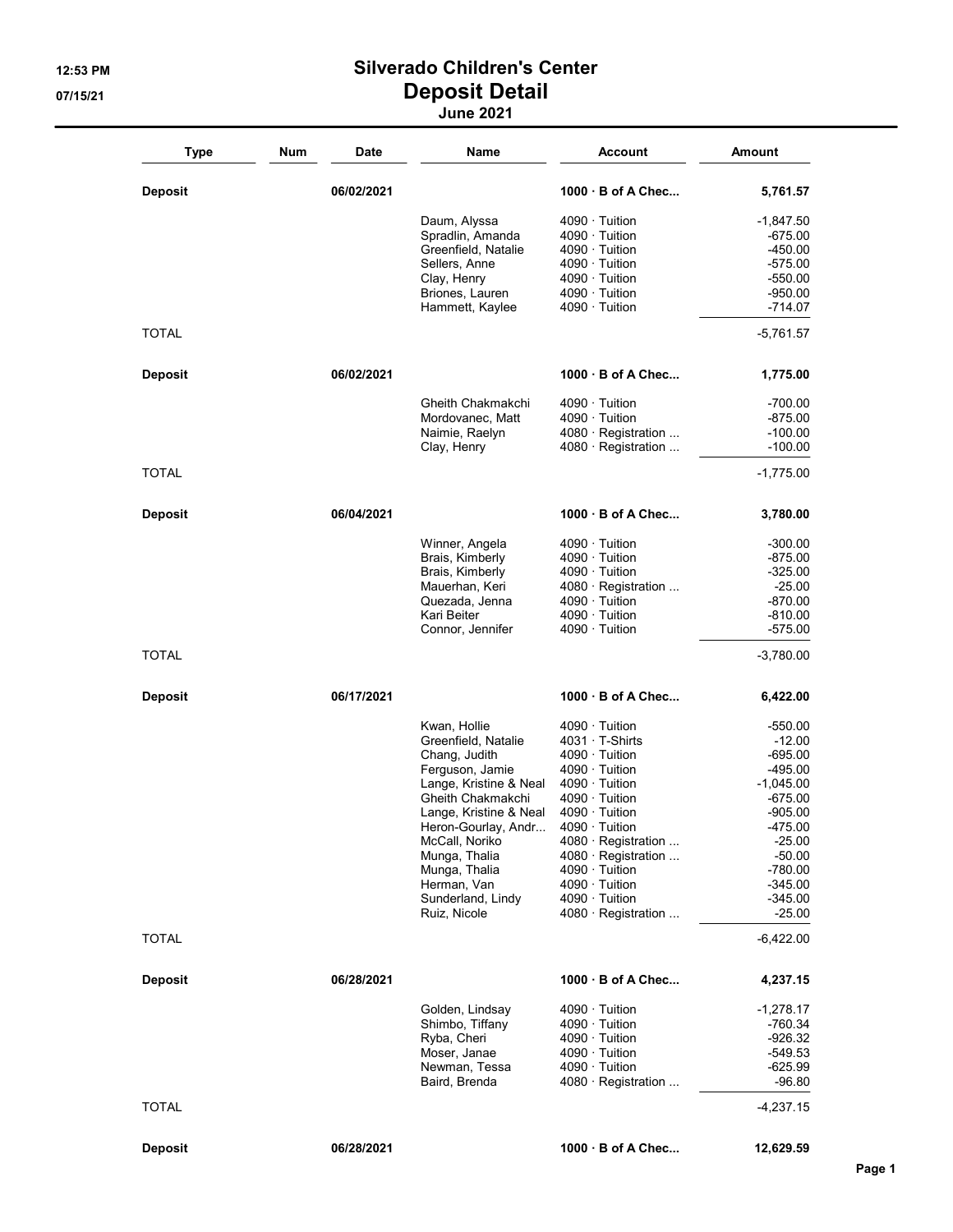# Silverado Children's Center

## Deposit Detail

### June 2021

12:53 PM
07/15/21

| Type | Num | Date | Name | Account | Amount |
|---|---|---|---|---|---|
| **Deposit** | | **06/02/2021** | | **1000 · B of A Chec...** | **5,761.57** |
| | | | Daum, Alyssa | 4090 · Tuition | -1,847.50 |
| | | | Spradlin, Amanda | 4090 · Tuition | -675.00 |
| | | | Greenfield, Natalie | 4090 · Tuition | -450.00 |
| | | | Sellers, Anne | 4090 · Tuition | -575.00 |
| | | | Clay, Henry | 4090 · Tuition | -550.00 |
| | | | Briones, Lauren | 4090 · Tuition | -950.00 |
| | | | Hammett, Kaylee | 4090 · Tuition | -714.07 |
| TOTAL | | | | | -5,761.57 |
| **Deposit** | | **06/02/2021** | | **1000 · B of A Chec...** | **1,775.00** |
| | | | Gheith Chakmakchi | 4090 · Tuition | -700.00 |
| | | | Mordovanec, Matt | 4090 · Tuition | -875.00 |
| | | | Naimie, Raelyn | 4080 · Registration ... | -100.00 |
| | | | Clay, Henry | 4080 · Registration ... | -100.00 |
| TOTAL | | | | | -1,775.00 |
| **Deposit** | | **06/04/2021** | | **1000 · B of A Chec...** | **3,780.00** |
| | | | Winner, Angela | 4090 · Tuition | -300.00 |
| | | | Brais, Kimberly | 4090 · Tuition | -875.00 |
| | | | Brais, Kimberly | 4090 · Tuition | -325.00 |
| | | | Mauerhan, Keri | 4080 · Registration ... | -25.00 |
| | | | Quezada, Jenna | 4090 · Tuition | -870.00 |
| | | | Kari Beiter | 4090 · Tuition | -810.00 |
| | | | Connor, Jennifer | 4090 · Tuition | -575.00 |
| TOTAL | | | | | -3,780.00 |
| **Deposit** | | **06/17/2021** | | **1000 · B of A Chec...** | **6,422.00** |
| | | | Kwan, Hollie | 4090 · Tuition | -550.00 |
| | | | Greenfield, Natalie | 4031 · T-Shirts | -12.00 |
| | | | Chang, Judith | 4090 · Tuition | -695.00 |
| | | | Ferguson, Jamie | 4090 · Tuition | -495.00 |
| | | | Lange, Kristine & Neal | 4090 · Tuition | -1,045.00 |
| | | | Gheith Chakmakchi | 4090 · Tuition | -675.00 |
| | | | Lange, Kristine & Neal | 4090 · Tuition | -905.00 |
| | | | Heron-Gourlay, Andr... | 4090 · Tuition | -475.00 |
| | | | McCall, Noriko | 4080 · Registration ... | -25.00 |
| | | | Munga, Thalia | 4080 · Registration ... | -50.00 |
| | | | Munga, Thalia | 4090 · Tuition | -780.00 |
| | | | Herman, Van | 4090 · Tuition | -345.00 |
| | | | Sunderland, Lindy | 4090 · Tuition | -345.00 |
| | | | Ruiz, Nicole | 4080 · Registration ... | -25.00 |
| TOTAL | | | | | -6,422.00 |
| **Deposit** | | **06/28/2021** | | **1000 · B of A Chec...** | **4,237.15** |
| | | | Golden, Lindsay | 4090 · Tuition | -1,278.17 |
| | | | Shimbo, Tiffany | 4090 · Tuition | -760.34 |
| | | | Ryba, Cheri | 4090 · Tuition | -926.32 |
| | | | Moser, Janae | 4090 · Tuition | -549.53 |
| | | | Newman, Tessa | 4090 · Tuition | -625.99 |
| | | | Baird, Brenda | 4080 · Registration ... | -96.80 |
| TOTAL | | | | | -4,237.15 |
| **Deposit** | | **06/28/2021** | | **1000 · B of A Chec...** | **12,629.59** |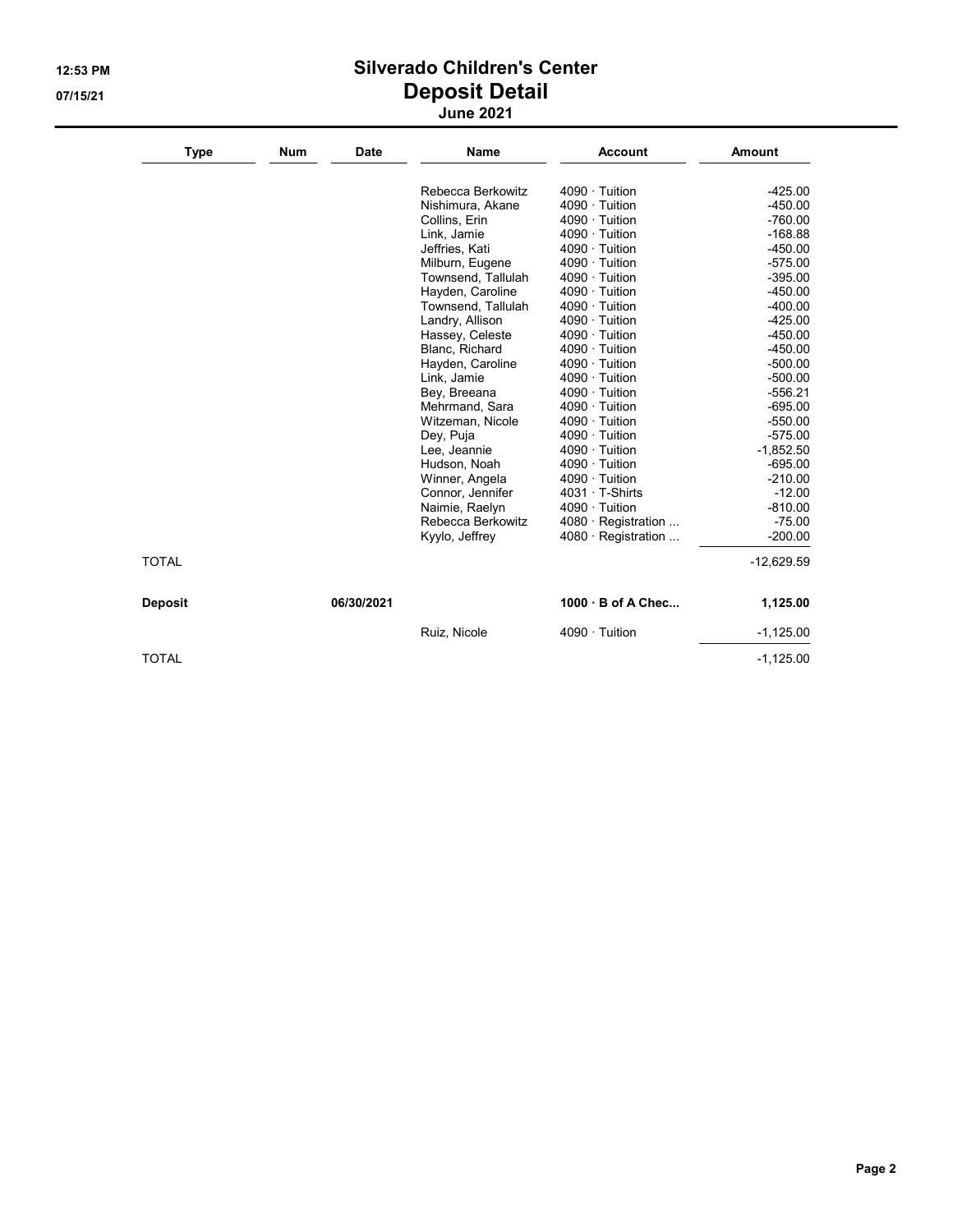# Silverado Children's Center

## Deposit Detail

### June 2021

| Type | Num | Date | Name | Account | Amount |
|---|---|---|---|---|---|
| | | | Rebecca Berkowitz | 4090 · Tuition | -425.00 |
| | | | Nishimura, Akane | 4090 · Tuition | -450.00 |
| | | | Collins, Erin | 4090 · Tuition | -760.00 |
| | | | Link, Jamie | 4090 · Tuition | -168.88 |
| | | | Jeffries, Kati | 4090 · Tuition | -450.00 |
| | | | Milburn, Eugene | 4090 · Tuition | -575.00 |
| | | | Townsend, Tallulah | 4090 · Tuition | -395.00 |
| | | | Hayden, Caroline | 4090 · Tuition | -450.00 |
| | | | Townsend, Tallulah | 4090 · Tuition | -400.00 |
| | | | Landry, Allison | 4090 · Tuition | -425.00 |
| | | | Hassey, Celeste | 4090 · Tuition | -450.00 |
| | | | Blanc, Richard | 4090 · Tuition | -450.00 |
| | | | Hayden, Caroline | 4090 · Tuition | -500.00 |
| | | | Link, Jamie | 4090 · Tuition | -500.00 |
| | | | Bey, Breeana | 4090 · Tuition | -556.21 |
| | | | Mehrmand, Sara | 4090 · Tuition | -695.00 |
| | | | Witzeman, Nicole | 4090 · Tuition | -550.00 |
| | | | Dey, Puja | 4090 · Tuition | -575.00 |
| | | | Lee, Jeannie | 4090 · Tuition | -1,852.50 |
| | | | Hudson, Noah | 4090 · Tuition | -695.00 |
| | | | Winner, Angela | 4090 · Tuition | -210.00 |
| | | | Connor, Jennifer | 4031 · T-Shirts | -12.00 |
| | | | Naimie, Raelyn | 4090 · Tuition | -810.00 |
| | | | Rebecca Berkowitz | 4080 · Registration ... | -75.00 |
| | | | Kyylo, Jeffrey | 4080 · Registration ... | -200.00 |
| TOTAL | | | | | -12,629.59 |
| **Deposit** | | **06/30/2021** | | **1000 · B of A Chec...** | **1,125.00** |
| | | | Ruiz, Nicole | 4090 · Tuition | -1,125.00 |
| TOTAL | | | | | -1,125.00 |